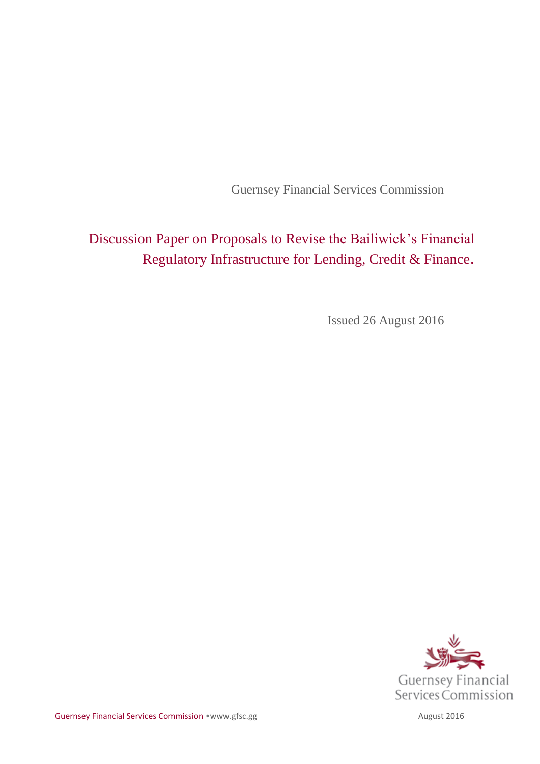Guernsey Financial Services Commission

# Discussion Paper on Proposals to Revise the Bailiwick's Financial Regulatory Infrastructure for Lending, Credit & Finance.

Issued 26 August 2016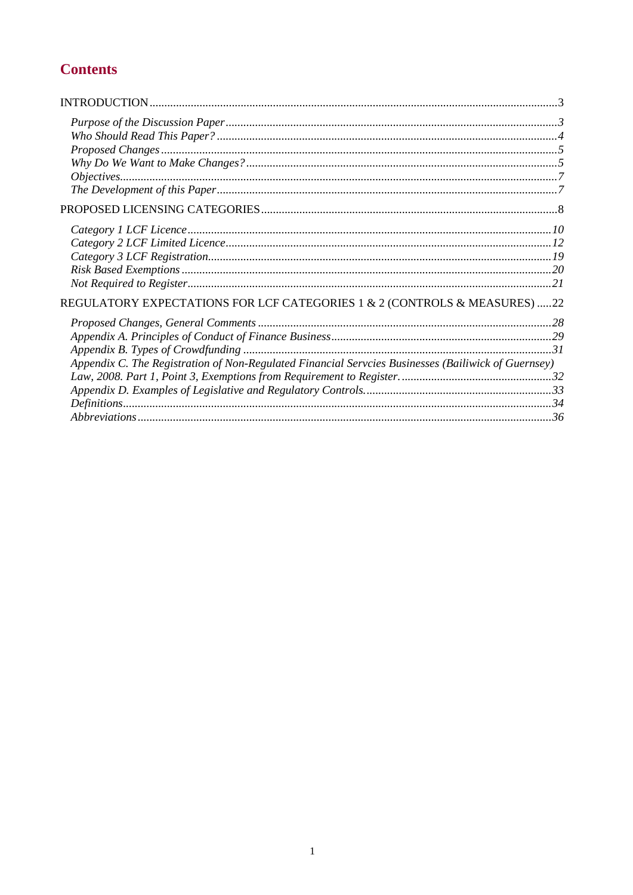# Contents

INTRODUCTION......3

- *Purpose of the Discussion Paper*......3
- *Who Should Read This Paper?*......4
- *Proposed Changes*......5
- *Why Do We Want to Make Changes?*......5
- *Objectives*......7
- *The Development of this Paper*......7

PROPOSED LICENSING CATEGORIES......8

- *Category 1 LCF Licence*......10
- *Category 2 LCF Limited Licence*......12
- *Category 3 LCF Registration*......19
- *Risk Based Exemptions*......20
- *Not Required to Register*......21

REGULATORY EXPECTATIONS FOR LCF CATEGORIES 1 & 2 (CONTROLS & MEASURES)......22

- *Proposed Changes, General Comments*......28
- *Appendix A. Principles of Conduct of Finance Business*......29
- *Appendix B. Types of Crowdfunding*......31
- *Appendix C. The Registration of Non-Regulated Financial Servcies Businesses (Bailiwick of Guernsey) Law, 2008. Part 1, Point 3, Exemptions from Requirement to Register.*......32
- *Appendix D. Examples of Legislative and Regulatory Controls.*......33
- *Definitions*......34
- *Abbreviations*......36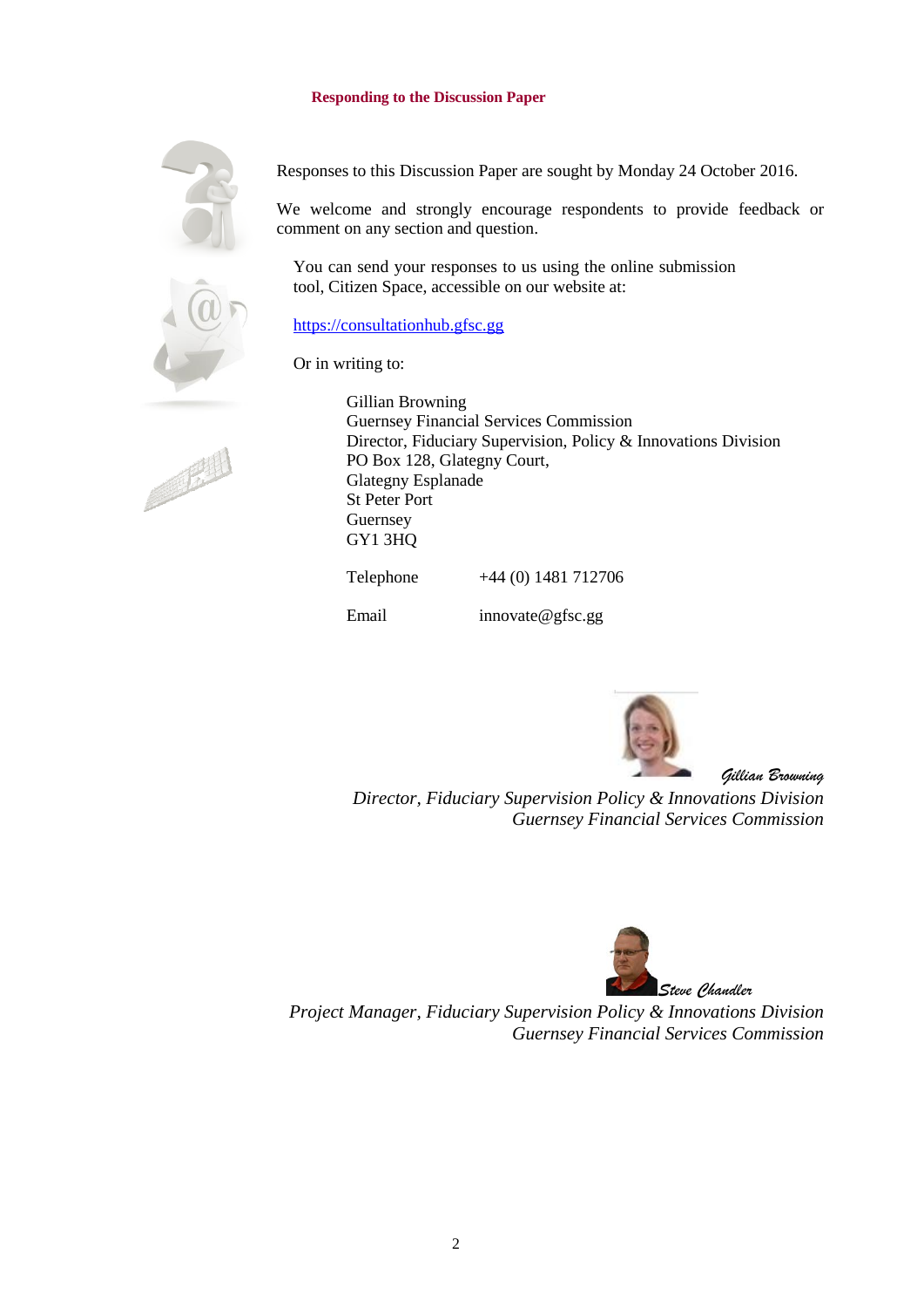## Responding to the Discussion Paper

Responses to this Discussion Paper are sought by Monday 24 October 2016.

We welcome and strongly encourage respondents to provide feedback or comment on any section and question.

You can send your responses to us using the online submission tool, Citizen Space, accessible on our website at:

https://consultationhub.gfsc.gg

Or in writing to:

Gillian Browning
Guernsey Financial Services Commission
Director, Fiduciary Supervision, Policy & Innovations Division
PO Box 128, Glategny Court,
Glategny Esplanade
St Peter Port
Guernsey
GY1 3HQ

Telephone +44 (0) 1481 712706

Email innovate@gfsc.gg

*Gillian Browning*
*Director, Fiduciary Supervision Policy & Innovations Division*
*Guernsey Financial Services Commission*

*Steve Chandler*
*Project Manager, Fiduciary Supervision Policy & Innovations Division*
*Guernsey Financial Services Commission*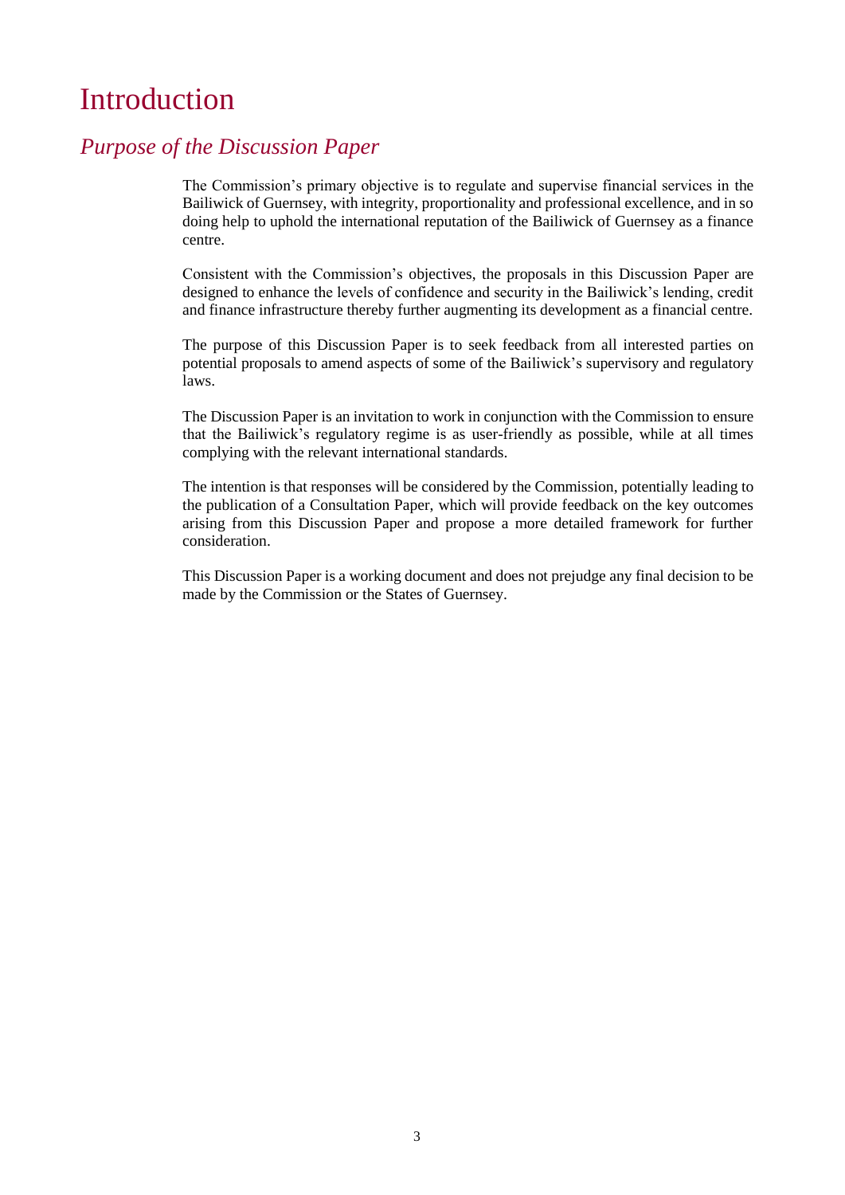# Introduction

## *Purpose of the Discussion Paper*

The Commission's primary objective is to regulate and supervise financial services in the Bailiwick of Guernsey, with integrity, proportionality and professional excellence, and in so doing help to uphold the international reputation of the Bailiwick of Guernsey as a finance centre.

Consistent with the Commission's objectives, the proposals in this Discussion Paper are designed to enhance the levels of confidence and security in the Bailiwick's lending, credit and finance infrastructure thereby further augmenting its development as a financial centre.

The purpose of this Discussion Paper is to seek feedback from all interested parties on potential proposals to amend aspects of some of the Bailiwick's supervisory and regulatory laws.

The Discussion Paper is an invitation to work in conjunction with the Commission to ensure that the Bailiwick's regulatory regime is as user-friendly as possible, while at all times complying with the relevant international standards.

The intention is that responses will be considered by the Commission, potentially leading to the publication of a Consultation Paper, which will provide feedback on the key outcomes arising from this Discussion Paper and propose a more detailed framework for further consideration.

This Discussion Paper is a working document and does not prejudge any final decision to be made by the Commission or the States of Guernsey.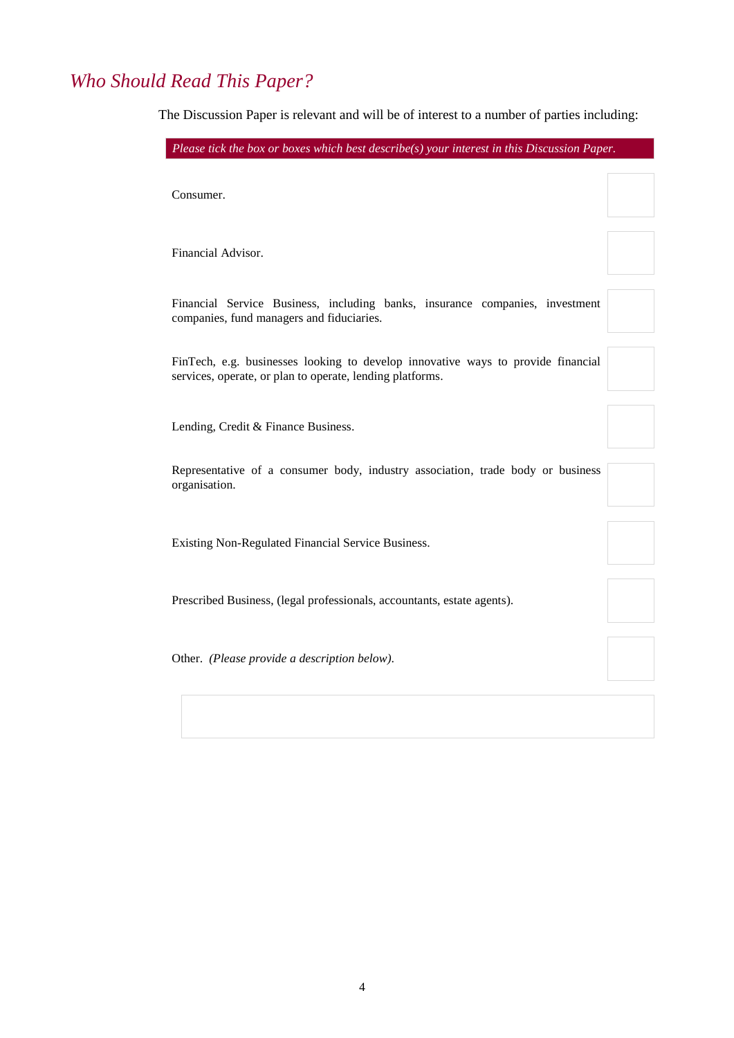## *Who Should Read This Paper?*

The Discussion Paper is relevant and will be of interest to a number of parties including:

| *Please tick the box or boxes which best describe(s) your interest in this Discussion Paper.* | |
|---|---|
| Consumer. | |
| Financial Advisor. | |
| Financial Service Business, including banks, insurance companies, investment companies, fund managers and fiduciaries. | |
| FinTech, e.g. businesses looking to develop innovative ways to provide financial services, operate, or plan to operate, lending platforms. | |
| Lending, Credit & Finance Business. | |
| Representative of a consumer body, industry association, trade body or business organisation. | |
| Existing Non-Regulated Financial Service Business. | |
| Prescribed Business, (legal professionals, accountants, estate agents). | |
| Other. *(Please provide a description below).* | |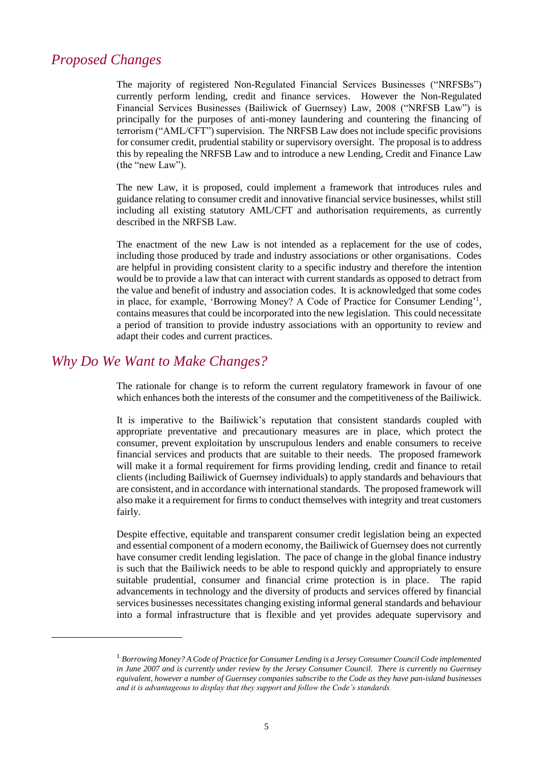## *Proposed Changes*

The majority of registered Non-Regulated Financial Services Businesses ("NRFSBs") currently perform lending, credit and finance services. However the Non-Regulated Financial Services Businesses (Bailiwick of Guernsey) Law, 2008 ("NRFSB Law") is principally for the purposes of anti-money laundering and countering the financing of terrorism ("AML/CFT") supervision. The NRFSB Law does not include specific provisions for consumer credit, prudential stability or supervisory oversight. The proposal is to address this by repealing the NRFSB Law and to introduce a new Lending, Credit and Finance Law (the "new Law").

The new Law, it is proposed, could implement a framework that introduces rules and guidance relating to consumer credit and innovative financial service businesses, whilst still including all existing statutory AML/CFT and authorisation requirements, as currently described in the NRFSB Law.

The enactment of the new Law is not intended as a replacement for the use of codes, including those produced by trade and industry associations or other organisations. Codes are helpful in providing consistent clarity to a specific industry and therefore the intention would be to provide a law that can interact with current standards as opposed to detract from the value and benefit of industry and association codes. It is acknowledged that some codes in place, for example, 'Borrowing Money? A Code of Practice for Consumer Lending'[1], contains measures that could be incorporated into the new legislation. This could necessitate a period of transition to provide industry associations with an opportunity to review and adapt their codes and current practices.

## *Why Do We Want to Make Changes?*

The rationale for change is to reform the current regulatory framework in favour of one which enhances both the interests of the consumer and the competitiveness of the Bailiwick.

It is imperative to the Bailiwick's reputation that consistent standards coupled with appropriate preventative and precautionary measures are in place, which protect the consumer, prevent exploitation by unscrupulous lenders and enable consumers to receive financial services and products that are suitable to their needs. The proposed framework will make it a formal requirement for firms providing lending, credit and finance to retail clients (including Bailiwick of Guernsey individuals) to apply standards and behaviours that are consistent, and in accordance with international standards. The proposed framework will also make it a requirement for firms to conduct themselves with integrity and treat customers fairly.

Despite effective, equitable and transparent consumer credit legislation being an expected and essential component of a modern economy, the Bailiwick of Guernsey does not currently have consumer credit lending legislation. The pace of change in the global finance industry is such that the Bailiwick needs to be able to respond quickly and appropriately to ensure suitable prudential, consumer and financial crime protection is in place. The rapid advancements in technology and the diversity of products and services offered by financial services businesses necessitates changing existing informal general standards and behaviour into a formal infrastructure that is flexible and yet provides adequate supervisory and

---

[1] *Borrowing Money? A Code of Practice for Consumer Lending is a Jersey Consumer Council Code implemented in June 2007 and is currently under review by the Jersey Consumer Council. There is currently no Guernsey equivalent, however a number of Guernsey companies subscribe to the Code as they have pan-island businesses and it is advantageous to display that they support and follow the Code's standards.*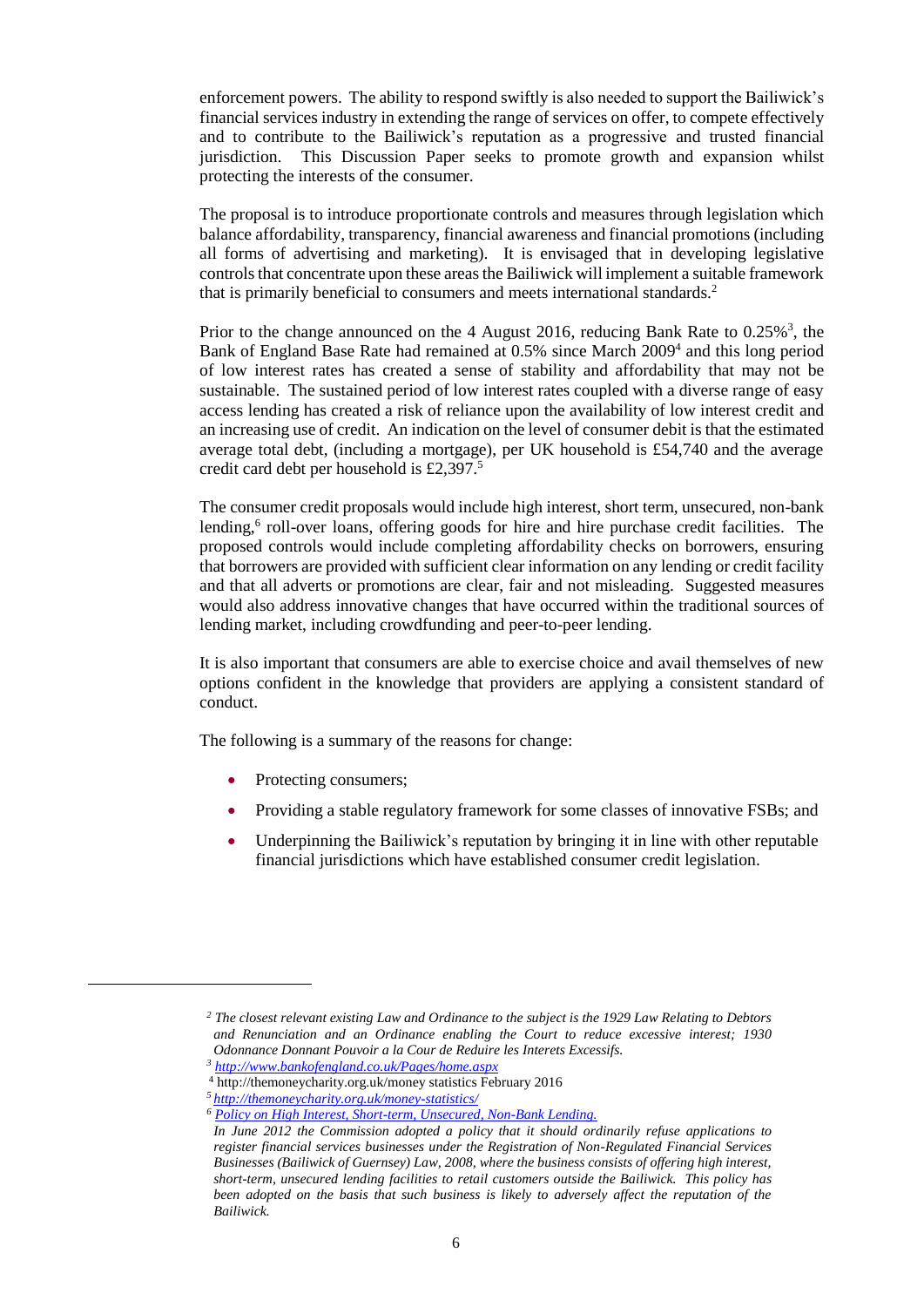enforcement powers. The ability to respond swiftly is also needed to support the Bailiwick's financial services industry in extending the range of services on offer, to compete effectively and to contribute to the Bailiwick's reputation as a progressive and trusted financial jurisdiction. This Discussion Paper seeks to promote growth and expansion whilst protecting the interests of the consumer.

The proposal is to introduce proportionate controls and measures through legislation which balance affordability, transparency, financial awareness and financial promotions (including all forms of advertising and marketing). It is envisaged that in developing legislative controls that concentrate upon these areas the Bailiwick will implement a suitable framework that is primarily beneficial to consumers and meets international standards.[2]

Prior to the change announced on the 4 August 2016, reducing Bank Rate to 0.25%[3], the Bank of England Base Rate had remained at 0.5% since March 2009[4] and this long period of low interest rates has created a sense of stability and affordability that may not be sustainable. The sustained period of low interest rates coupled with a diverse range of easy access lending has created a risk of reliance upon the availability of low interest credit and an increasing use of credit. An indication on the level of consumer debit is that the estimated average total debt, (including a mortgage), per UK household is £54,740 and the average credit card debt per household is £2,397.[5]

The consumer credit proposals would include high interest, short term, unsecured, non-bank lending,[6] roll-over loans, offering goods for hire and hire purchase credit facilities. The proposed controls would include completing affordability checks on borrowers, ensuring that borrowers are provided with sufficient clear information on any lending or credit facility and that all adverts or promotions are clear, fair and not misleading. Suggested measures would also address innovative changes that have occurred within the traditional sources of lending market, including crowdfunding and peer-to-peer lending.

It is also important that consumers are able to exercise choice and avail themselves of new options confident in the knowledge that providers are applying a consistent standard of conduct.

The following is a summary of the reasons for change:

- Protecting consumers;
- Providing a stable regulatory framework for some classes of innovative FSBs; and
- Underpinning the Bailiwick's reputation by bringing it in line with other reputable financial jurisdictions which have established consumer credit legislation.

---

[2] *The closest relevant existing Law and Ordinance to the subject is the 1929 Law Relating to Debtors and Renunciation and an Ordinance enabling the Court to reduce excessive interest; 1930 Odonnance Donnant Pouvoir a la Cour de Reduire les Interets Excessifs.*

[3] *http://www.bankofengland.co.uk/Pages/home.aspx*

[4] http://themoneycharity.org.uk/money statistics February 2016

[5] *http://themoneycharity.org.uk/money-statistics/*

[6] *Policy on High Interest, Short-term, Unsecured, Non-Bank Lending.*
*In June 2012 the Commission adopted a policy that it should ordinarily refuse applications to register financial services businesses under the Registration of Non-Regulated Financial Services Businesses (Bailiwick of Guernsey) Law, 2008, where the business consists of offering high interest, short-term, unsecured lending facilities to retail customers outside the Bailiwick. This policy has been adopted on the basis that such business is likely to adversely affect the reputation of the Bailiwick.*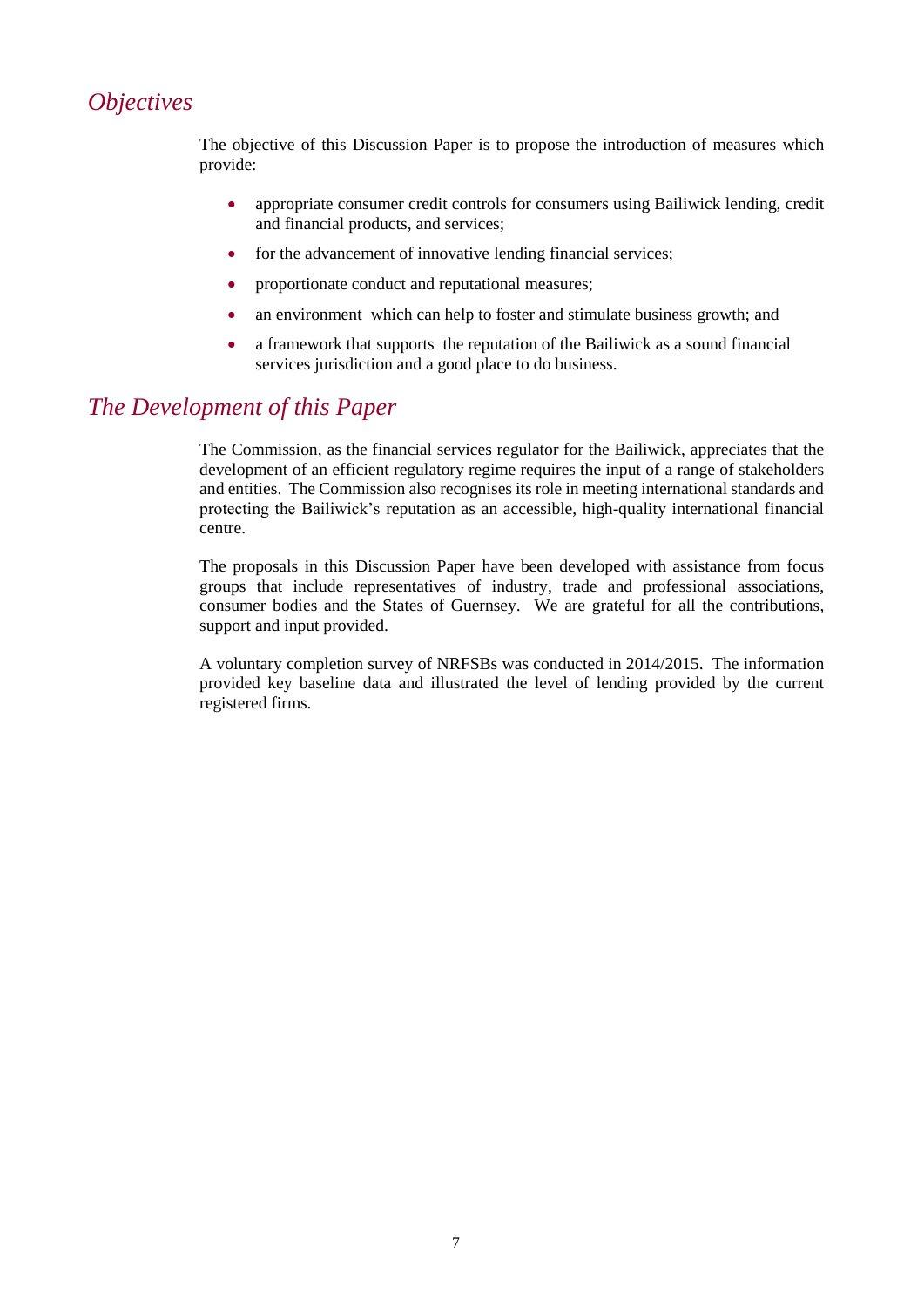## *Objectives*

The objective of this Discussion Paper is to propose the introduction of measures which provide:

- appropriate consumer credit controls for consumers using Bailiwick lending, credit and financial products, and services;
- for the advancement of innovative lending financial services;
- proportionate conduct and reputational measures;
- an environment which can help to foster and stimulate business growth; and
- a framework that supports the reputation of the Bailiwick as a sound financial services jurisdiction and a good place to do business.

## *The Development of this Paper*

The Commission, as the financial services regulator for the Bailiwick, appreciates that the development of an efficient regulatory regime requires the input of a range of stakeholders and entities. The Commission also recognises its role in meeting international standards and protecting the Bailiwick's reputation as an accessible, high-quality international financial centre.

The proposals in this Discussion Paper have been developed with assistance from focus groups that include representatives of industry, trade and professional associations, consumer bodies and the States of Guernsey. We are grateful for all the contributions, support and input provided.

A voluntary completion survey of NRFSBs was conducted in 2014/2015. The information provided key baseline data and illustrated the level of lending provided by the current registered firms.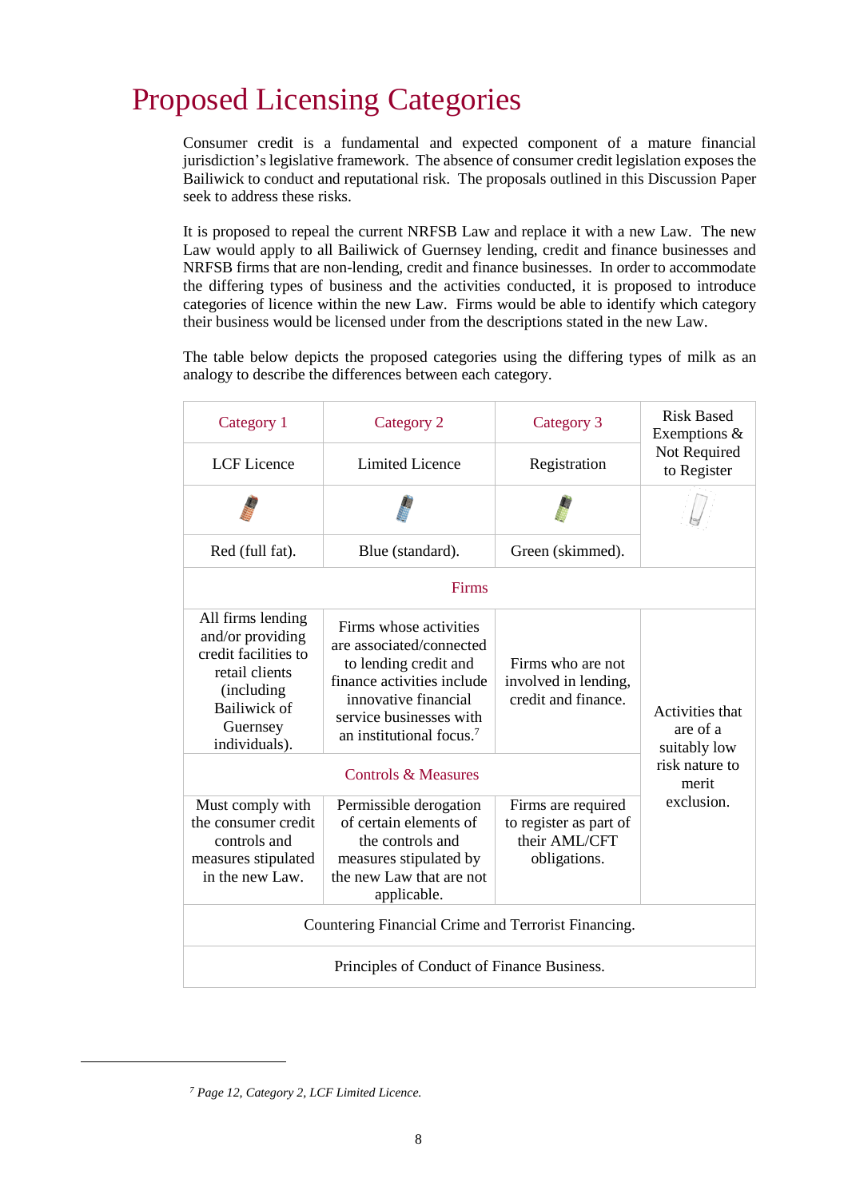# Proposed Licensing Categories

Consumer credit is a fundamental and expected component of a mature financial jurisdiction's legislative framework. The absence of consumer credit legislation exposes the Bailiwick to conduct and reputational risk. The proposals outlined in this Discussion Paper seek to address these risks.

It is proposed to repeal the current NRFSB Law and replace it with a new Law. The new Law would apply to all Bailiwick of Guernsey lending, credit and finance businesses and NRFSB firms that are non-lending, credit and finance businesses. In order to accommodate the differing types of business and the activities conducted, it is proposed to introduce categories of licence within the new Law. Firms would be able to identify which category their business would be licensed under from the descriptions stated in the new Law.

The table below depicts the proposed categories using the differing types of milk as an analogy to describe the differences between each category.

| Category 1 | Category 2 | Category 3 | Risk Based Exemptions & Not Required to Register |
|---|---|---|---|
| LCF Licence | Limited Licence | Registration | |
| Red (full fat). | Blue (standard). | Green (skimmed). | |
| **Firms** | | | |
| All firms lending and/or providing credit facilities to retail clients (including Bailiwick of Guernsey individuals). | Firms whose activities are associated/connected to lending credit and finance activities include innovative financial service businesses with an institutional focus.[7] | Firms who are not involved in lending, credit and finance. | Activities that are of a suitably low risk nature to merit exclusion. |
| **Controls & Measures** | | | |
| Must comply with the consumer credit controls and measures stipulated in the new Law. | Permissible derogation of certain elements of the controls and measures stipulated by the new Law that are not applicable. | Firms are required to register as part of their AML/CFT obligations. | |
| Countering Financial Crime and Terrorist Financing. | | | |
| Principles of Conduct of Finance Business. | | | |

[7] *Page 12, Category 2, LCF Limited Licence.*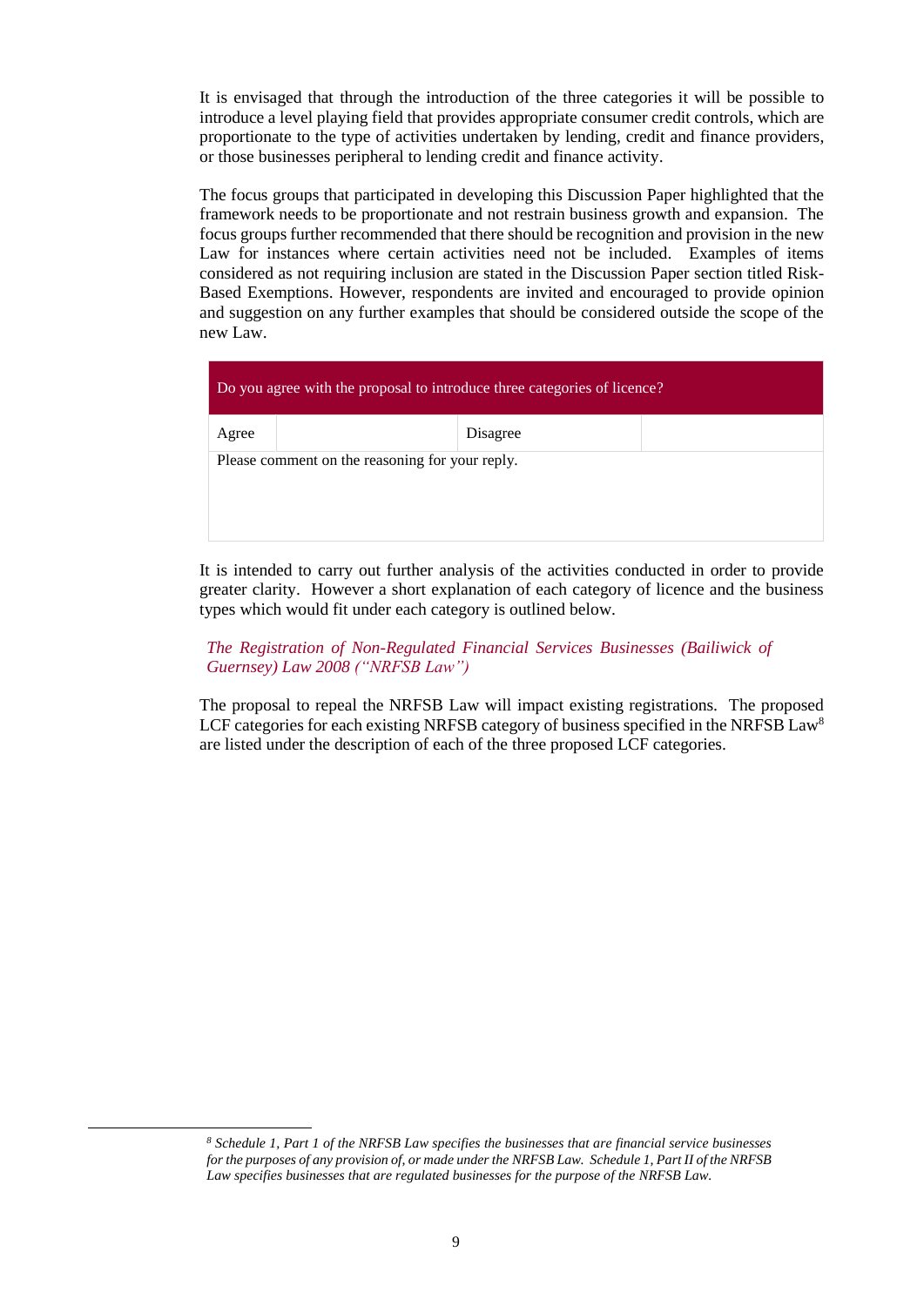It is envisaged that through the introduction of the three categories it will be possible to introduce a level playing field that provides appropriate consumer credit controls, which are proportionate to the type of activities undertaken by lending, credit and finance providers, or those businesses peripheral to lending credit and finance activity.

The focus groups that participated in developing this Discussion Paper highlighted that the framework needs to be proportionate and not restrain business growth and expansion. The focus groups further recommended that there should be recognition and provision in the new Law for instances where certain activities need not be included. Examples of items considered as not requiring inclusion are stated in the Discussion Paper section titled Risk-Based Exemptions. However, respondents are invited and encouraged to provide opinion and suggestion on any further examples that should be considered outside the scope of the new Law.

| Do you agree with the proposal to introduce three categories of licence? | | | |
|---|---|---|---|
| Agree | | Disagree | |
| Please comment on the reasoning for your reply. | | | |

It is intended to carry out further analysis of the activities conducted in order to provide greater clarity. However a short explanation of each category of licence and the business types which would fit under each category is outlined below.

*The Registration of Non-Regulated Financial Services Businesses (Bailiwick of Guernsey) Law 2008 ("NRFSB Law")*

The proposal to repeal the NRFSB Law will impact existing registrations. The proposed LCF categories for each existing NRFSB category of business specified in the NRFSB Law[8] are listed under the description of each of the three proposed LCF categories.

*[8] Schedule 1, Part 1 of the NRFSB Law specifies the businesses that are financial service businesses for the purposes of any provision of, or made under the NRFSB Law. Schedule 1, Part II of the NRFSB Law specifies businesses that are regulated businesses for the purpose of the NRFSB Law.*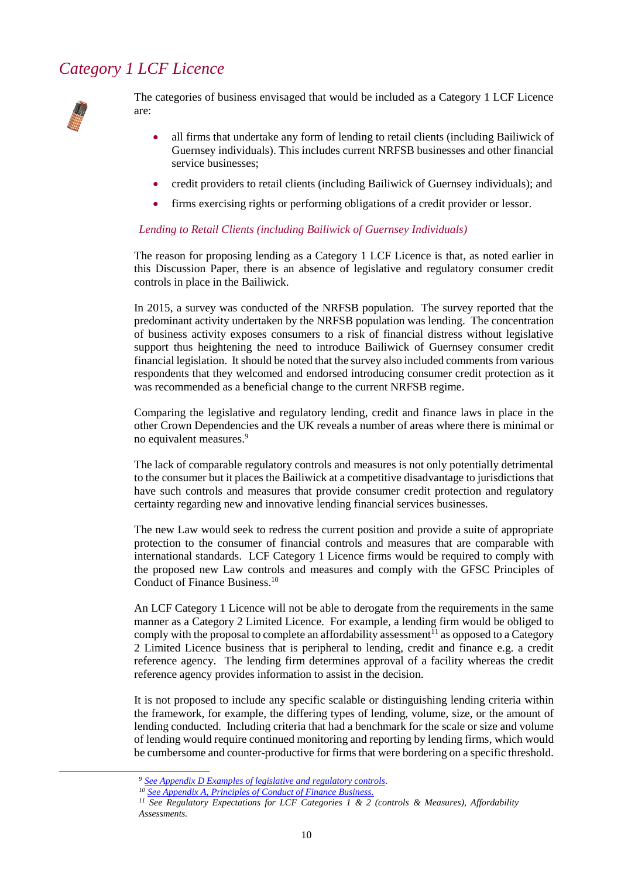## *Category 1 LCF Licence*

The categories of business envisaged that would be included as a Category 1 LCF Licence are:

- all firms that undertake any form of lending to retail clients (including Bailiwick of Guernsey individuals). This includes current NRFSB businesses and other financial service businesses;
- credit providers to retail clients (including Bailiwick of Guernsey individuals); and
- firms exercising rights or performing obligations of a credit provider or lessor.

### *Lending to Retail Clients (including Bailiwick of Guernsey Individuals)*

The reason for proposing lending as a Category 1 LCF Licence is that, as noted earlier in this Discussion Paper, there is an absence of legislative and regulatory consumer credit controls in place in the Bailiwick.

In 2015, a survey was conducted of the NRFSB population. The survey reported that the predominant activity undertaken by the NRFSB population was lending. The concentration of business activity exposes consumers to a risk of financial distress without legislative support thus heightening the need to introduce Bailiwick of Guernsey consumer credit financial legislation. It should be noted that the survey also included comments from various respondents that they welcomed and endorsed introducing consumer credit protection as it was recommended as a beneficial change to the current NRFSB regime.

Comparing the legislative and regulatory lending, credit and finance laws in place in the other Crown Dependencies and the UK reveals a number of areas where there is minimal or no equivalent measures.[9]

The lack of comparable regulatory controls and measures is not only potentially detrimental to the consumer but it places the Bailiwick at a competitive disadvantage to jurisdictions that have such controls and measures that provide consumer credit protection and regulatory certainty regarding new and innovative lending financial services businesses.

The new Law would seek to redress the current position and provide a suite of appropriate protection to the consumer of financial controls and measures that are comparable with international standards. LCF Category 1 Licence firms would be required to comply with the proposed new Law controls and measures and comply with the GFSC Principles of Conduct of Finance Business.[10]

An LCF Category 1 Licence will not be able to derogate from the requirements in the same manner as a Category 2 Limited Licence. For example, a lending firm would be obliged to comply with the proposal to complete an affordability assessment[11] as opposed to a Category 2 Limited Licence business that is peripheral to lending, credit and finance e.g. a credit reference agency. The lending firm determines approval of a facility whereas the credit reference agency provides information to assist in the decision.

It is not proposed to include any specific scalable or distinguishing lending criteria within the framework, for example, the differing types of lending, volume, size, or the amount of lending conducted. Including criteria that had a benchmark for the scale or size and volume of lending would require continued monitoring and reporting by lending firms, which would be cumbersome and counter-productive for firms that were bordering on a specific threshold.

---

[9] *See Appendix D Examples of legislative and regulatory controls.*
[10] *See Appendix A, Principles of Conduct of Finance Business.*
[11] *See Regulatory Expectations for LCF Categories 1 & 2 (controls & Measures), Affordability Assessments.*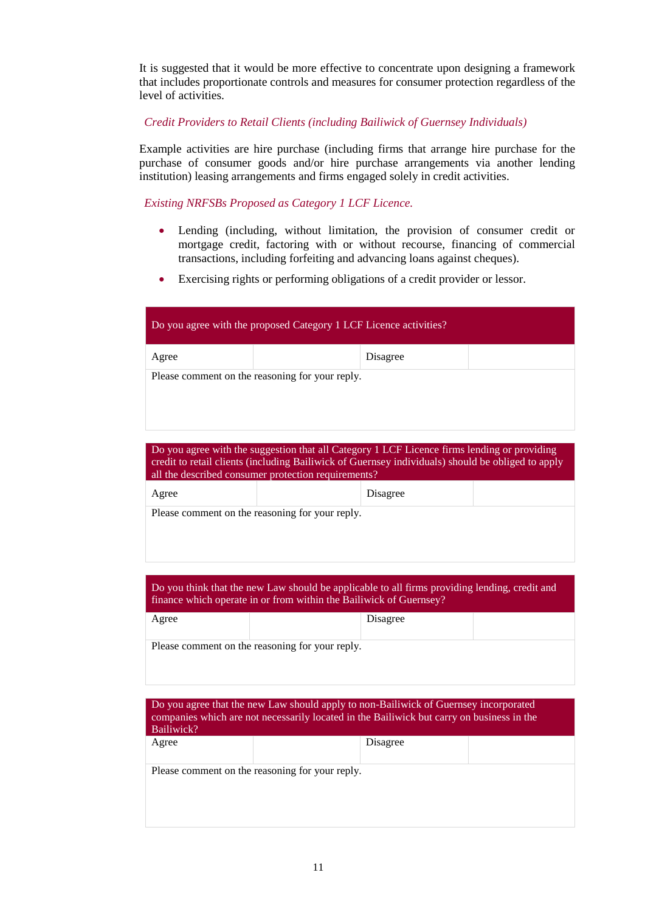It is suggested that it would be more effective to concentrate upon designing a framework that includes proportionate controls and measures for consumer protection regardless of the level of activities.

*Credit Providers to Retail Clients (including Bailiwick of Guernsey Individuals)*

Example activities are hire purchase (including firms that arrange hire purchase for the purchase of consumer goods and/or hire purchase arrangements via another lending institution) leasing arrangements and firms engaged solely in credit activities.

*Existing NRFSBs Proposed as Category 1 LCF Licence.*

- Lending (including, without limitation, the provision of consumer credit or mortgage credit, factoring with or without recourse, financing of commercial transactions, including forfeiting and advancing loans against cheques).
- Exercising rights or performing obligations of a credit provider or lessor.

| Do you agree with the proposed Category 1 LCF Licence activities? | | | |
|---|---|---|---|
| Agree | | Disagree | |
| Please comment on the reasoning for your reply. | | | |

| Do you agree with the suggestion that all Category 1 LCF Licence firms lending or providing credit to retail clients (including Bailiwick of Guernsey individuals) should be obliged to apply all the described consumer protection requirements? | | | |
|---|---|---|---|
| Agree | | Disagree | |
| Please comment on the reasoning for your reply. | | | |

| Do you think that the new Law should be applicable to all firms providing lending, credit and finance which operate in or from within the Bailiwick of Guernsey? | | | |
|---|---|---|---|
| Agree | | Disagree | |
| Please comment on the reasoning for your reply. | | | |

| Do you agree that the new Law should apply to non-Bailiwick of Guernsey incorporated companies which are not necessarily located in the Bailiwick but carry on business in the Bailiwick? | | | |
|---|---|---|---|
| Agree | | Disagree | |
| Please comment on the reasoning for your reply. | | | |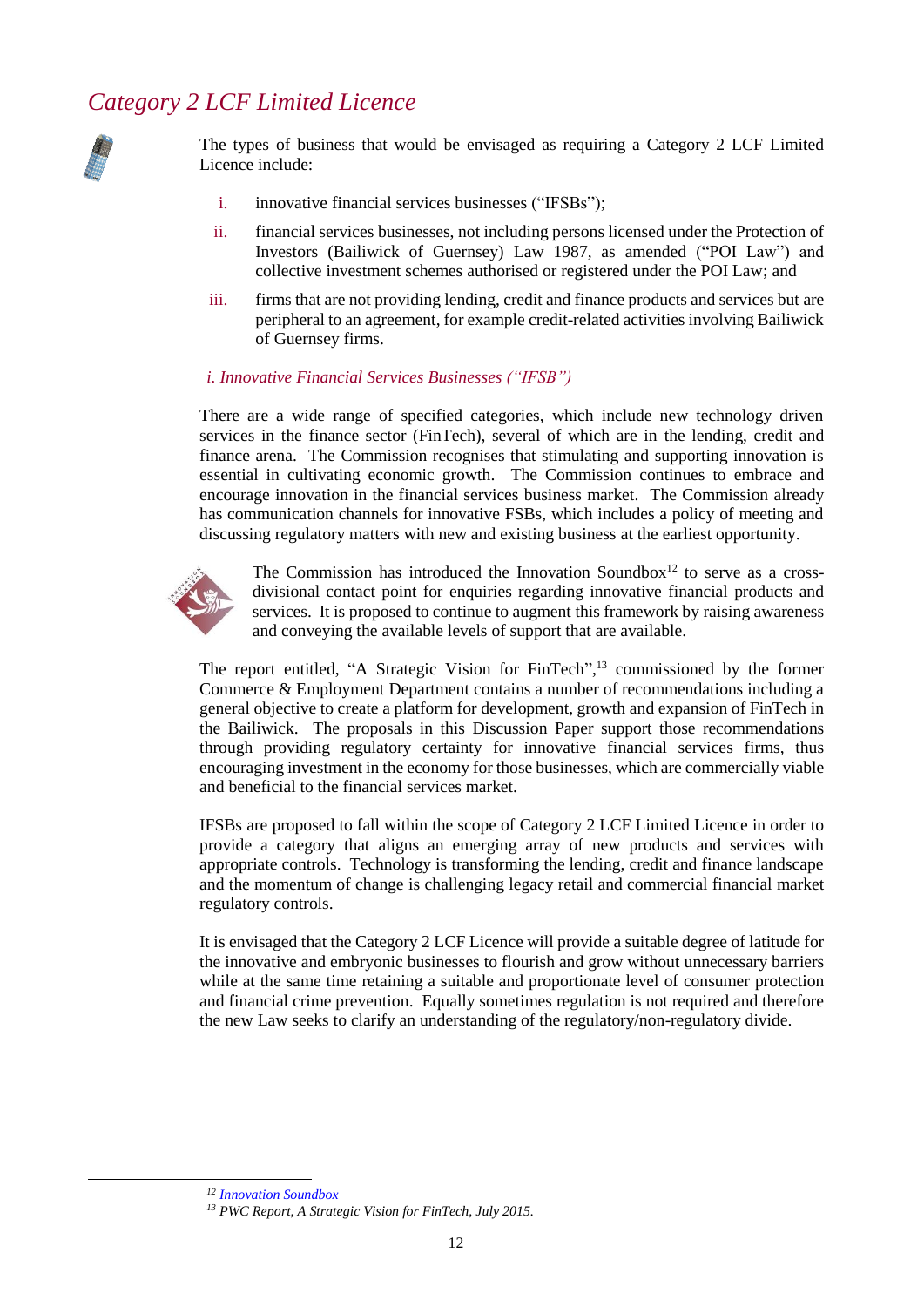## Category 2 LCF Limited Licence

The types of business that would be envisaged as requiring a Category 2 LCF Limited Licence include:

i. innovative financial services businesses ("IFSBs");

ii. financial services businesses, not including persons licensed under the Protection of Investors (Bailiwick of Guernsey) Law 1987, as amended ("POI Law") and collective investment schemes authorised or registered under the POI Law; and

iii. firms that are not providing lending, credit and finance products and services but are peripheral to an agreement, for example credit-related activities involving Bailiwick of Guernsey firms.

### *i. Innovative Financial Services Businesses ("IFSB")*

There are a wide range of specified categories, which include new technology driven services in the finance sector (FinTech), several of which are in the lending, credit and finance arena. The Commission recognises that stimulating and supporting innovation is essential in cultivating economic growth. The Commission continues to embrace and encourage innovation in the financial services business market. The Commission already has communication channels for innovative FSBs, which includes a policy of meeting and discussing regulatory matters with new and existing business at the earliest opportunity.

The Commission has introduced the Innovation Soundbox[12] to serve as a cross-divisional contact point for enquiries regarding innovative financial products and services. It is proposed to continue to augment this framework by raising awareness and conveying the available levels of support that are available.

The report entitled, "A Strategic Vision for FinTech",[13] commissioned by the former Commerce & Employment Department contains a number of recommendations including a general objective to create a platform for development, growth and expansion of FinTech in the Bailiwick. The proposals in this Discussion Paper support those recommendations through providing regulatory certainty for innovative financial services firms, thus encouraging investment in the economy for those businesses, which are commercially viable and beneficial to the financial services market.

IFSBs are proposed to fall within the scope of Category 2 LCF Limited Licence in order to provide a category that aligns an emerging array of new products and services with appropriate controls. Technology is transforming the lending, credit and finance landscape and the momentum of change is challenging legacy retail and commercial financial market regulatory controls.

It is envisaged that the Category 2 LCF Licence will provide a suitable degree of latitude for the innovative and embryonic businesses to flourish and grow without unnecessary barriers while at the same time retaining a suitable and proportionate level of consumer protection and financial crime prevention. Equally sometimes regulation is not required and therefore the new Law seeks to clarify an understanding of the regulatory/non-regulatory divide.

---

[12] *Innovation Soundbox*

[13] *PWC Report, A Strategic Vision for FinTech, July 2015.*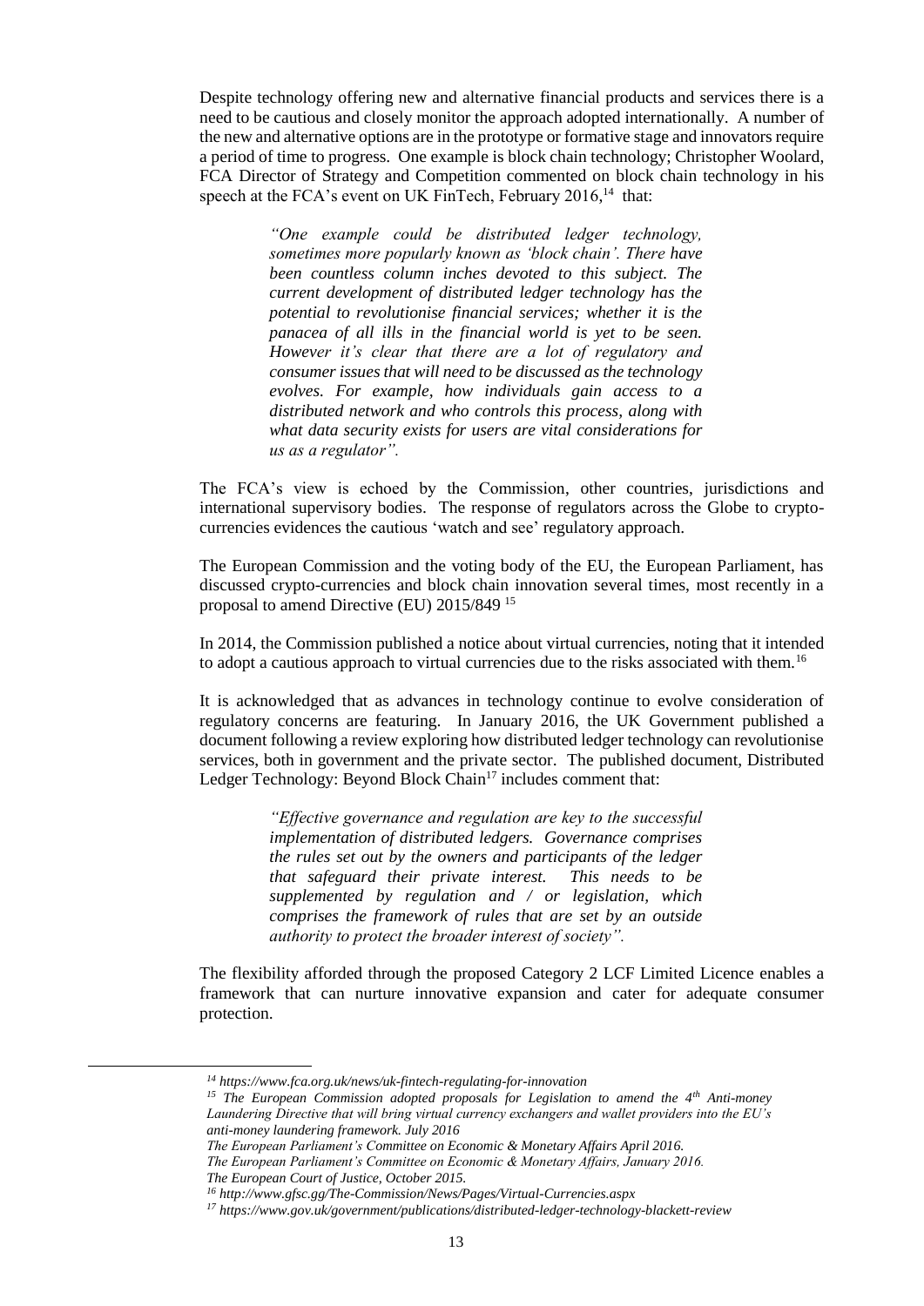Despite technology offering new and alternative financial products and services there is a need to be cautious and closely monitor the approach adopted internationally. A number of the new and alternative options are in the prototype or formative stage and innovators require a period of time to progress. One example is block chain technology; Christopher Woolard, FCA Director of Strategy and Competition commented on block chain technology in his speech at the FCA's event on UK FinTech, February 2016,[14] that:

> *"One example could be distributed ledger technology, sometimes more popularly known as 'block chain'. There have been countless column inches devoted to this subject. The current development of distributed ledger technology has the potential to revolutionise financial services; whether it is the panacea of all ills in the financial world is yet to be seen. However it's clear that there are a lot of regulatory and consumer issues that will need to be discussed as the technology evolves. For example, how individuals gain access to a distributed network and who controls this process, along with what data security exists for users are vital considerations for us as a regulator".*

The FCA's view is echoed by the Commission, other countries, jurisdictions and international supervisory bodies. The response of regulators across the Globe to crypto-currencies evidences the cautious 'watch and see' regulatory approach.

The European Commission and the voting body of the EU, the European Parliament, has discussed crypto-currencies and block chain innovation several times, most recently in a proposal to amend Directive (EU) 2015/849 [15]

In 2014, the Commission published a notice about virtual currencies, noting that it intended to adopt a cautious approach to virtual currencies due to the risks associated with them.[16]

It is acknowledged that as advances in technology continue to evolve consideration of regulatory concerns are featuring. In January 2016, the UK Government published a document following a review exploring how distributed ledger technology can revolutionise services, both in government and the private sector. The published document, Distributed Ledger Technology: Beyond Block Chain[17] includes comment that:

> *"Effective governance and regulation are key to the successful implementation of distributed ledgers. Governance comprises the rules set out by the owners and participants of the ledger that safeguard their private interest. This needs to be supplemented by regulation and / or legislation, which comprises the framework of rules that are set by an outside authority to protect the broader interest of society".*

The flexibility afforded through the proposed Category 2 LCF Limited Licence enables a framework that can nurture innovative expansion and cater for adequate consumer protection.

---

*[14] https://www.fca.org.uk/news/uk-fintech-regulating-for-innovation*

*[15] The European Commission adopted proposals for Legislation to amend the 4th Anti-money Laundering Directive that will bring virtual currency exchangers and wallet providers into the EU's anti-money laundering framework. July 2016*

*The European Parliament's Committee on Economic & Monetary Affairs April 2016.*

*The European Parliament's Committee on Economic & Monetary Affairs, January 2016.*

*The European Court of Justice, October 2015.*

*[16] http://www.gfsc.gg/The-Commission/News/Pages/Virtual-Currencies.aspx*

*[17] https://www.gov.uk/government/publications/distributed-ledger-technology-blackett-review*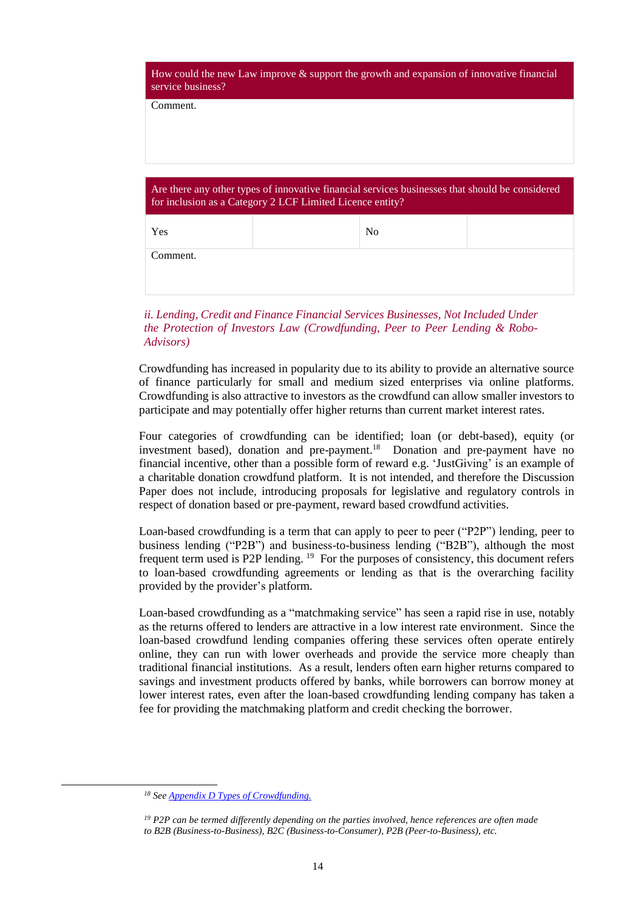| How could the new Law improve & support the growth and expansion of innovative financial service business? |
| --- |
| Comment. |

| Are there any other types of innovative financial services businesses that should be considered for inclusion as a Category 2 LCF Limited Licence entity? | | | |
| --- | --- | --- | --- |
| Yes | | No | |
| Comment. | | | |

*ii. Lending, Credit and Finance Financial Services Businesses, Not Included Under the Protection of Investors Law (Crowdfunding, Peer to Peer Lending & Robo-Advisors)*

Crowdfunding has increased in popularity due to its ability to provide an alternative source of finance particularly for small and medium sized enterprises via online platforms. Crowdfunding is also attractive to investors as the crowdfund can allow smaller investors to participate and may potentially offer higher returns than current market interest rates.

Four categories of crowdfunding can be identified; loan (or debt-based), equity (or investment based), donation and pre-payment.[18] Donation and pre-payment have no financial incentive, other than a possible form of reward e.g. 'JustGiving' is an example of a charitable donation crowdfund platform. It is not intended, and therefore the Discussion Paper does not include, introducing proposals for legislative and regulatory controls in respect of donation based or pre-payment, reward based crowdfund activities.

Loan-based crowdfunding is a term that can apply to peer to peer ("P2P") lending, peer to business lending ("P2B") and business-to-business lending ("B2B"), although the most frequent term used is P2P lending.[19] For the purposes of consistency, this document refers to loan-based crowdfunding agreements or lending as that is the overarching facility provided by the provider's platform.

Loan-based crowdfunding as a "matchmaking service" has seen a rapid rise in use, notably as the returns offered to lenders are attractive in a low interest rate environment. Since the loan-based crowdfund lending companies offering these services often operate entirely online, they can run with lower overheads and provide the service more cheaply than traditional financial institutions. As a result, lenders often earn higher returns compared to savings and investment products offered by banks, while borrowers can borrow money at lower interest rates, even after the loan-based crowdfunding lending company has taken a fee for providing the matchmaking platform and credit checking the borrower.

---

[18] *See Appendix D Types of Crowdfunding.*

[19] *P2P can be termed differently depending on the parties involved, hence references are often made to B2B (Business-to-Business), B2C (Business-to-Consumer), P2B (Peer-to-Business), etc.*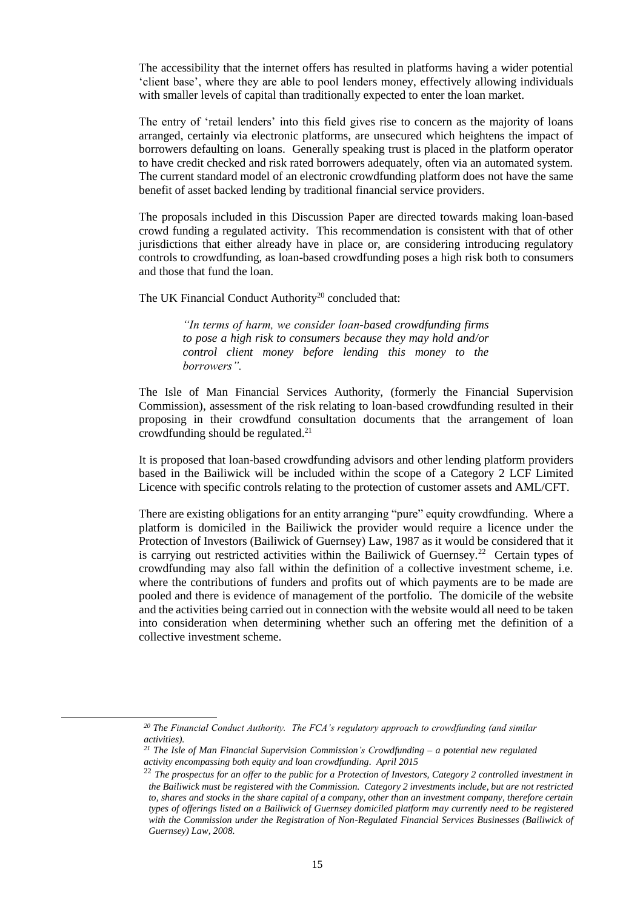The accessibility that the internet offers has resulted in platforms having a wider potential 'client base', where they are able to pool lenders money, effectively allowing individuals with smaller levels of capital than traditionally expected to enter the loan market.

The entry of 'retail lenders' into this field gives rise to concern as the majority of loans arranged, certainly via electronic platforms, are unsecured which heightens the impact of borrowers defaulting on loans. Generally speaking trust is placed in the platform operator to have credit checked and risk rated borrowers adequately, often via an automated system. The current standard model of an electronic crowdfunding platform does not have the same benefit of asset backed lending by traditional financial service providers.

The proposals included in this Discussion Paper are directed towards making loan-based crowd funding a regulated activity. This recommendation is consistent with that of other jurisdictions that either already have in place or, are considering introducing regulatory controls to crowdfunding, as loan-based crowdfunding poses a high risk both to consumers and those that fund the loan.

The UK Financial Conduct Authority[20] concluded that:

> *"In terms of harm, we consider loan-based crowdfunding firms to pose a high risk to consumers because they may hold and/or control client money before lending this money to the borrowers".*

The Isle of Man Financial Services Authority, (formerly the Financial Supervision Commission), assessment of the risk relating to loan-based crowdfunding resulted in their proposing in their crowdfund consultation documents that the arrangement of loan crowdfunding should be regulated.[21]

It is proposed that loan-based crowdfunding advisors and other lending platform providers based in the Bailiwick will be included within the scope of a Category 2 LCF Limited Licence with specific controls relating to the protection of customer assets and AML/CFT.

There are existing obligations for an entity arranging "pure" equity crowdfunding. Where a platform is domiciled in the Bailiwick the provider would require a licence under the Protection of Investors (Bailiwick of Guernsey) Law, 1987 as it would be considered that it is carrying out restricted activities within the Bailiwick of Guernsey.[22] Certain types of crowdfunding may also fall within the definition of a collective investment scheme, i.e. where the contributions of funders and profits out of which payments are to be made are pooled and there is evidence of management of the portfolio. The domicile of the website and the activities being carried out in connection with the website would all need to be taken into consideration when determining whether such an offering met the definition of a collective investment scheme.

---

*[20] The Financial Conduct Authority. The FCA's regulatory approach to crowdfunding (and similar activities).*

*[21] The Isle of Man Financial Supervision Commission's Crowdfunding – a potential new regulated activity encompassing both equity and loan crowdfunding. April 2015*

*[22] The prospectus for an offer to the public for a Protection of Investors, Category 2 controlled investment in the Bailiwick must be registered with the Commission. Category 2 investments include, but are not restricted to, shares and stocks in the share capital of a company, other than an investment company, therefore certain types of offerings listed on a Bailiwick of Guernsey domiciled platform may currently need to be registered with the Commission under the Registration of Non-Regulated Financial Services Businesses (Bailiwick of Guernsey) Law, 2008.*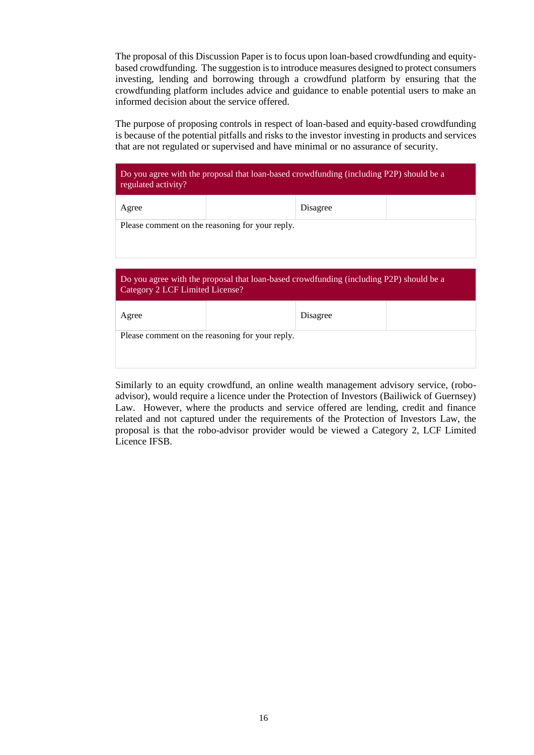The proposal of this Discussion Paper is to focus upon loan-based crowdfunding and equity-based crowdfunding. The suggestion is to introduce measures designed to protect consumers investing, lending and borrowing through a crowdfund platform by ensuring that the crowdfunding platform includes advice and guidance to enable potential users to make an informed decision about the service offered.

The purpose of proposing controls in respect of loan-based and equity-based crowdfunding is because of the potential pitfalls and risks to the investor investing in products and services that are not regulated or supervised and have minimal or no assurance of security.

| Do you agree with the proposal that loan-based crowdfunding (including P2P) should be a regulated activity? | | | |
|---|---|---|---|
| Agree | | Disagree | |
| Please comment on the reasoning for your reply. | | | |

| Do you agree with the proposal that loan-based crowdfunding (including P2P) should be a Category 2 LCF Limited License? | | | |
|---|---|---|---|
| Agree | | Disagree | |
| Please comment on the reasoning for your reply. | | | |

Similarly to an equity crowdfund, an online wealth management advisory service, (robo-advisor), would require a licence under the Protection of Investors (Bailiwick of Guernsey) Law. However, where the products and service offered are lending, credit and finance related and not captured under the requirements of the Protection of Investors Law, the proposal is that the robo-advisor provider would be viewed a Category 2, LCF Limited Licence IFSB.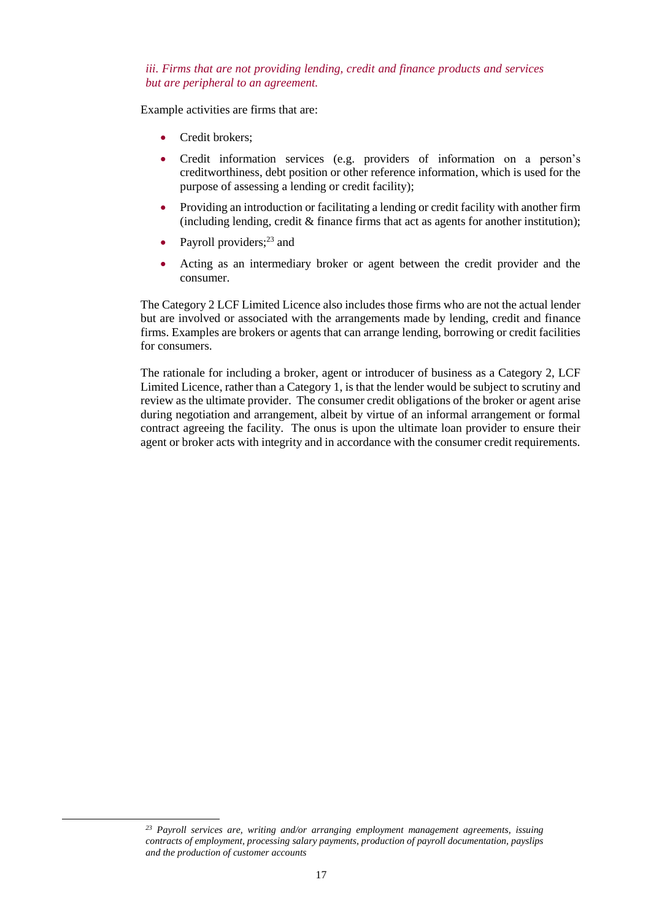*iii. Firms that are not providing lending, credit and finance products and services but are peripheral to an agreement.*

Example activities are firms that are:

- Credit brokers;
- Credit information services (e.g. providers of information on a person's creditworthiness, debt position or other reference information, which is used for the purpose of assessing a lending or credit facility);
- Providing an introduction or facilitating a lending or credit facility with another firm (including lending, credit & finance firms that act as agents for another institution);
- Payroll providers;[23] and
- Acting as an intermediary broker or agent between the credit provider and the consumer.

The Category 2 LCF Limited Licence also includes those firms who are not the actual lender but are involved or associated with the arrangements made by lending, credit and finance firms. Examples are brokers or agents that can arrange lending, borrowing or credit facilities for consumers.

The rationale for including a broker, agent or introducer of business as a Category 2, LCF Limited Licence, rather than a Category 1, is that the lender would be subject to scrutiny and review as the ultimate provider. The consumer credit obligations of the broker or agent arise during negotiation and arrangement, albeit by virtue of an informal arrangement or formal contract agreeing the facility. The onus is upon the ultimate loan provider to ensure their agent or broker acts with integrity and in accordance with the consumer credit requirements.

---

[23] *Payroll services are, writing and/or arranging employment management agreements, issuing contracts of employment, processing salary payments, production of payroll documentation, payslips and the production of customer accounts*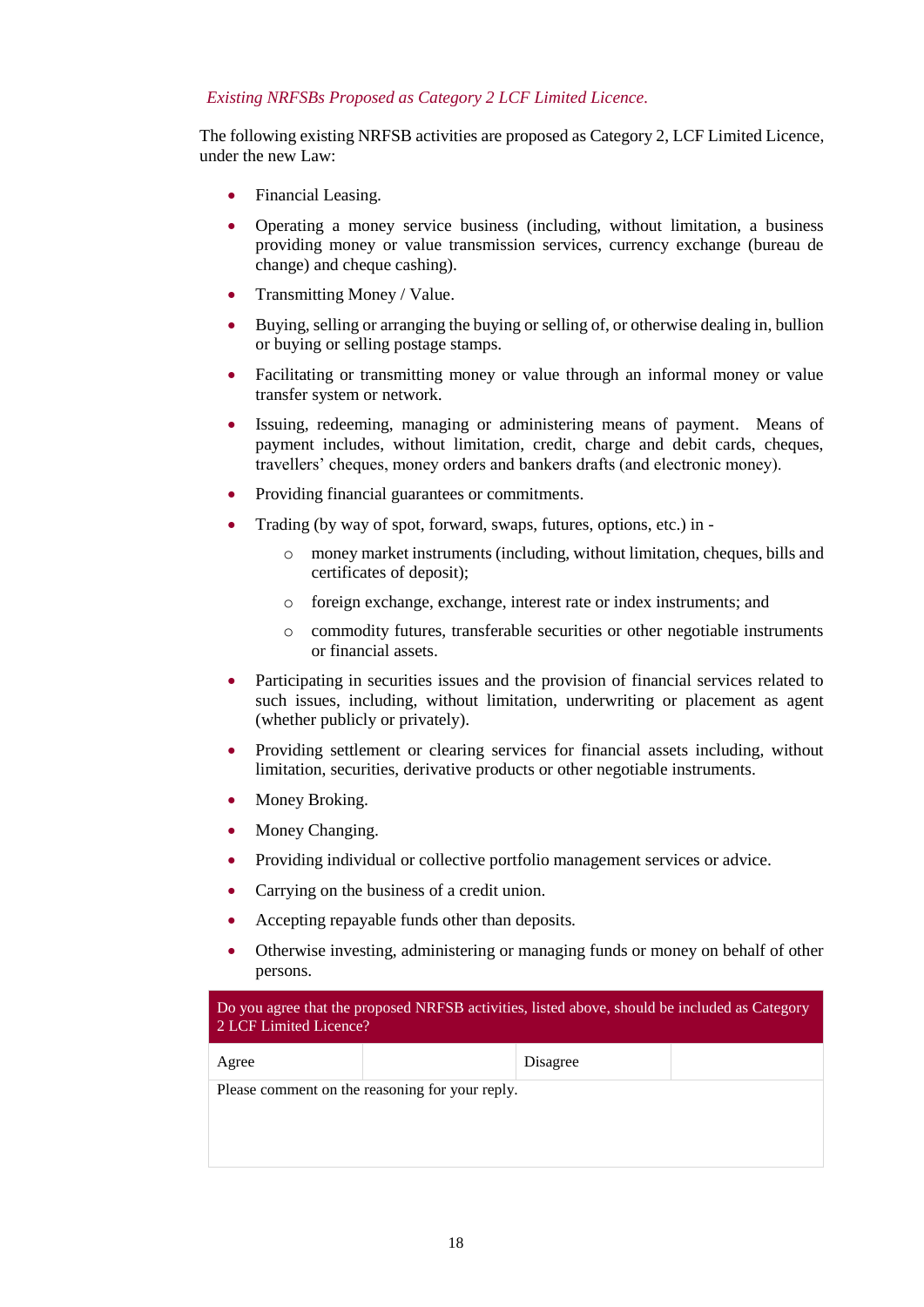*Existing NRFSBs Proposed as Category 2 LCF Limited Licence.*

The following existing NRFSB activities are proposed as Category 2, LCF Limited Licence, under the new Law:

- Financial Leasing.
- Operating a money service business (including, without limitation, a business providing money or value transmission services, currency exchange (bureau de change) and cheque cashing).
- Transmitting Money / Value.
- Buying, selling or arranging the buying or selling of, or otherwise dealing in, bullion or buying or selling postage stamps.
- Facilitating or transmitting money or value through an informal money or value transfer system or network.
- Issuing, redeeming, managing or administering means of payment. Means of payment includes, without limitation, credit, charge and debit cards, cheques, travellers' cheques, money orders and bankers drafts (and electronic money).
- Providing financial guarantees or commitments.
- Trading (by way of spot, forward, swaps, futures, options, etc.) in -
  - money market instruments (including, without limitation, cheques, bills and certificates of deposit);
  - foreign exchange, exchange, interest rate or index instruments; and
  - commodity futures, transferable securities or other negotiable instruments or financial assets.
- Participating in securities issues and the provision of financial services related to such issues, including, without limitation, underwriting or placement as agent (whether publicly or privately).
- Providing settlement or clearing services for financial assets including, without limitation, securities, derivative products or other negotiable instruments.
- Money Broking.
- Money Changing.
- Providing individual or collective portfolio management services or advice.
- Carrying on the business of a credit union.
- Accepting repayable funds other than deposits.
- Otherwise investing, administering or managing funds or money on behalf of other persons.

| Do you agree that the proposed NRFSB activities, listed above, should be included as Category 2 LCF Limited Licence? | | | |
|---|---|---|---|
| Agree | | Disagree | |
| Please comment on the reasoning for your reply. | | | |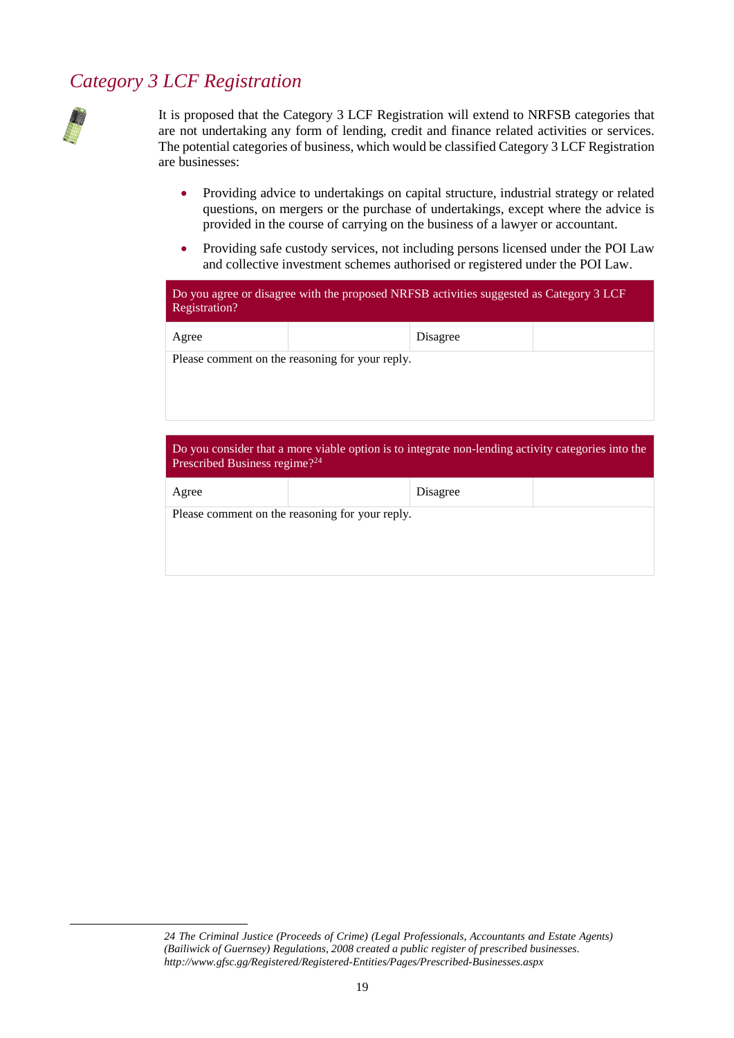## *Category 3 LCF Registration*

It is proposed that the Category 3 LCF Registration will extend to NRFSB categories that are not undertaking any form of lending, credit and finance related activities or services. The potential categories of business, which would be classified Category 3 LCF Registration are businesses:

- Providing advice to undertakings on capital structure, industrial strategy or related questions, on mergers or the purchase of undertakings, except where the advice is provided in the course of carrying on the business of a lawyer or accountant.
- Providing safe custody services, not including persons licensed under the POI Law and collective investment schemes authorised or registered under the POI Law.

| Do you agree or disagree with the proposed NRFSB activities suggested as Category 3 LCF Registration? | | | |
|---|---|---|---|
| Agree | | Disagree | |
| Please comment on the reasoning for your reply. | | | |

| Do you consider that a more viable option is to integrate non-lending activity categories into the Prescribed Business regime?[24] | | | |
|---|---|---|---|
| Agree | | Disagree | |
| Please comment on the reasoning for your reply. | | | |

---

*24 The Criminal Justice (Proceeds of Crime) (Legal Professionals, Accountants and Estate Agents) (Bailiwick of Guernsey) Regulations, 2008 created a public register of prescribed businesses. http://www.gfsc.gg/Registered/Registered-Entities/Pages/Prescribed-Businesses.aspx*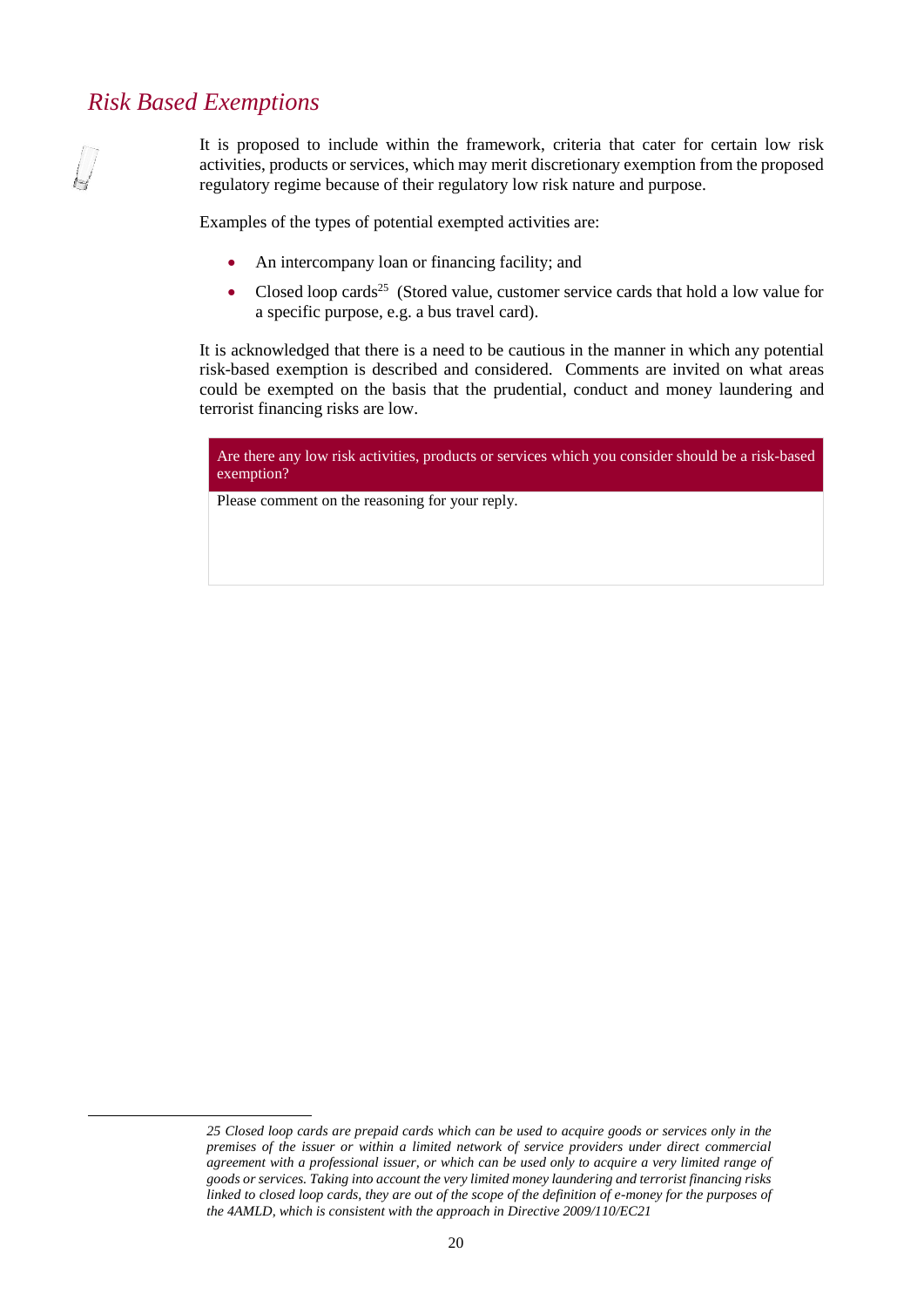## *Risk Based Exemptions*

It is proposed to include within the framework, criteria that cater for certain low risk activities, products or services, which may merit discretionary exemption from the proposed regulatory regime because of their regulatory low risk nature and purpose.

Examples of the types of potential exempted activities are:

- An intercompany loan or financing facility; and
- Closed loop cards[25] (Stored value, customer service cards that hold a low value for a specific purpose, e.g. a bus travel card).

It is acknowledged that there is a need to be cautious in the manner in which any potential risk-based exemption is described and considered. Comments are invited on what areas could be exempted on the basis that the prudential, conduct and money laundering and terrorist financing risks are low.

| Are there any low risk activities, products or services which you consider should be a risk-based exemption? |
|---|
| Please comment on the reasoning for your reply. |

*25 Closed loop cards are prepaid cards which can be used to acquire goods or services only in the premises of the issuer or within a limited network of service providers under direct commercial agreement with a professional issuer, or which can be used only to acquire a very limited range of goods or services. Taking into account the very limited money laundering and terrorist financing risks linked to closed loop cards, they are out of the scope of the definition of e-money for the purposes of the 4AMLD, which is consistent with the approach in Directive 2009/110/EC21*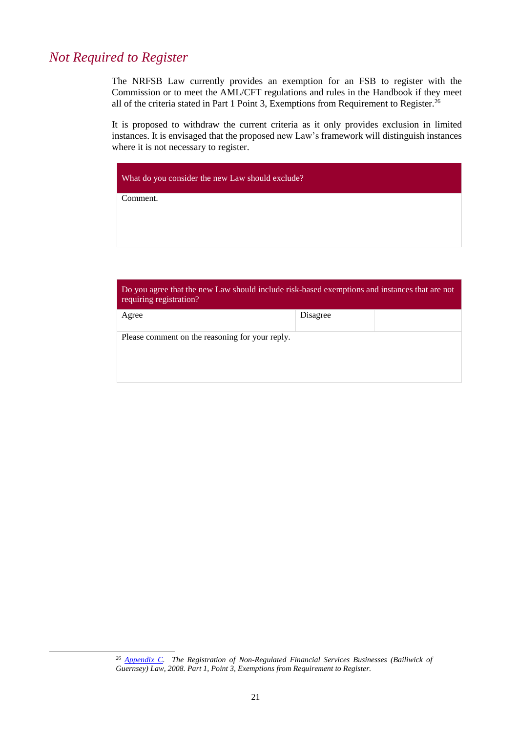## *Not Required to Register*

The NRFSB Law currently provides an exemption for an FSB to register with the Commission or to meet the AML/CFT regulations and rules in the Handbook if they meet all of the criteria stated in Part 1 Point 3, Exemptions from Requirement to Register.[26]

It is proposed to withdraw the current criteria as it only provides exclusion in limited instances. It is envisaged that the proposed new Law's framework will distinguish instances where it is not necessary to register.

| What do you consider the new Law should exclude? |
|---|
| Comment. |

| Do you agree that the new Law should include risk-based exemptions and instances that are not requiring registration? | | | |
|---|---|---|---|
| Agree | | Disagree | |
| Please comment on the reasoning for your reply. | | | |

[26] *Appendix C. The Registration of Non-Regulated Financial Services Businesses (Bailiwick of Guernsey) Law, 2008. Part 1, Point 3, Exemptions from Requirement to Register.*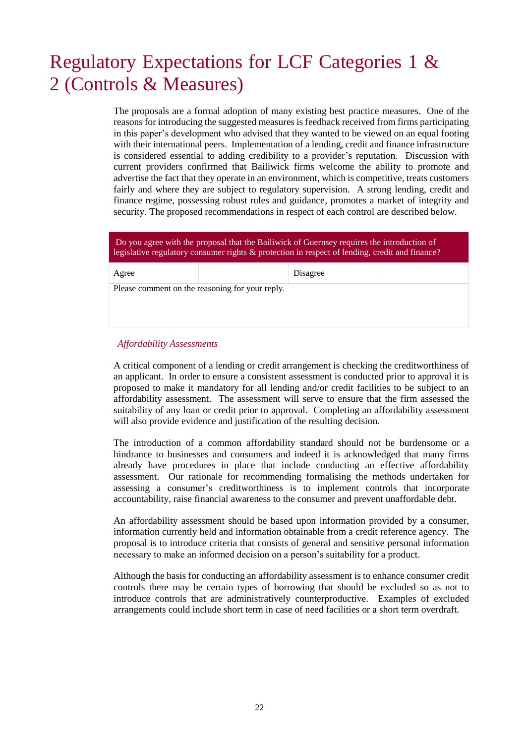# Regulatory Expectations for LCF Categories 1 & 2 (Controls & Measures)

The proposals are a formal adoption of many existing best practice measures. One of the reasons for introducing the suggested measures is feedback received from firms participating in this paper's development who advised that they wanted to be viewed on an equal footing with their international peers. Implementation of a lending, credit and finance infrastructure is considered essential to adding credibility to a provider's reputation. Discussion with current providers confirmed that Bailiwick firms welcome the ability to promote and advertise the fact that they operate in an environment, which is competitive, treats customers fairly and where they are subject to regulatory supervision. A strong lending, credit and finance regime, possessing robust rules and guidance, promotes a market of integrity and security. The proposed recommendations in respect of each control are described below.

| Do you agree with the proposal that the Bailiwick of Guernsey requires the introduction of legislative regulatory consumer rights & protection in respect of lending, credit and finance? | | | |
|---|---|---|---|
| Agree | | Disagree | |
| Please comment on the reasoning for your reply. | | | |

*Affordability Assessments*

A critical component of a lending or credit arrangement is checking the creditworthiness of an applicant. In order to ensure a consistent assessment is conducted prior to approval it is proposed to make it mandatory for all lending and/or credit facilities to be subject to an affordability assessment. The assessment will serve to ensure that the firm assessed the suitability of any loan or credit prior to approval. Completing an affordability assessment will also provide evidence and justification of the resulting decision.

The introduction of a common affordability standard should not be burdensome or a hindrance to businesses and consumers and indeed it is acknowledged that many firms already have procedures in place that include conducting an effective affordability assessment. Our rationale for recommending formalising the methods undertaken for assessing a consumer's creditworthiness is to implement controls that incorporate accountability, raise financial awareness to the consumer and prevent unaffordable debt.

An affordability assessment should be based upon information provided by a consumer, information currently held and information obtainable from a credit reference agency. The proposal is to introduce criteria that consists of general and sensitive personal information necessary to make an informed decision on a person's suitability for a product.

Although the basis for conducting an affordability assessment is to enhance consumer credit controls there may be certain types of borrowing that should be excluded so as not to introduce controls that are administratively counterproductive. Examples of excluded arrangements could include short term in case of need facilities or a short term overdraft.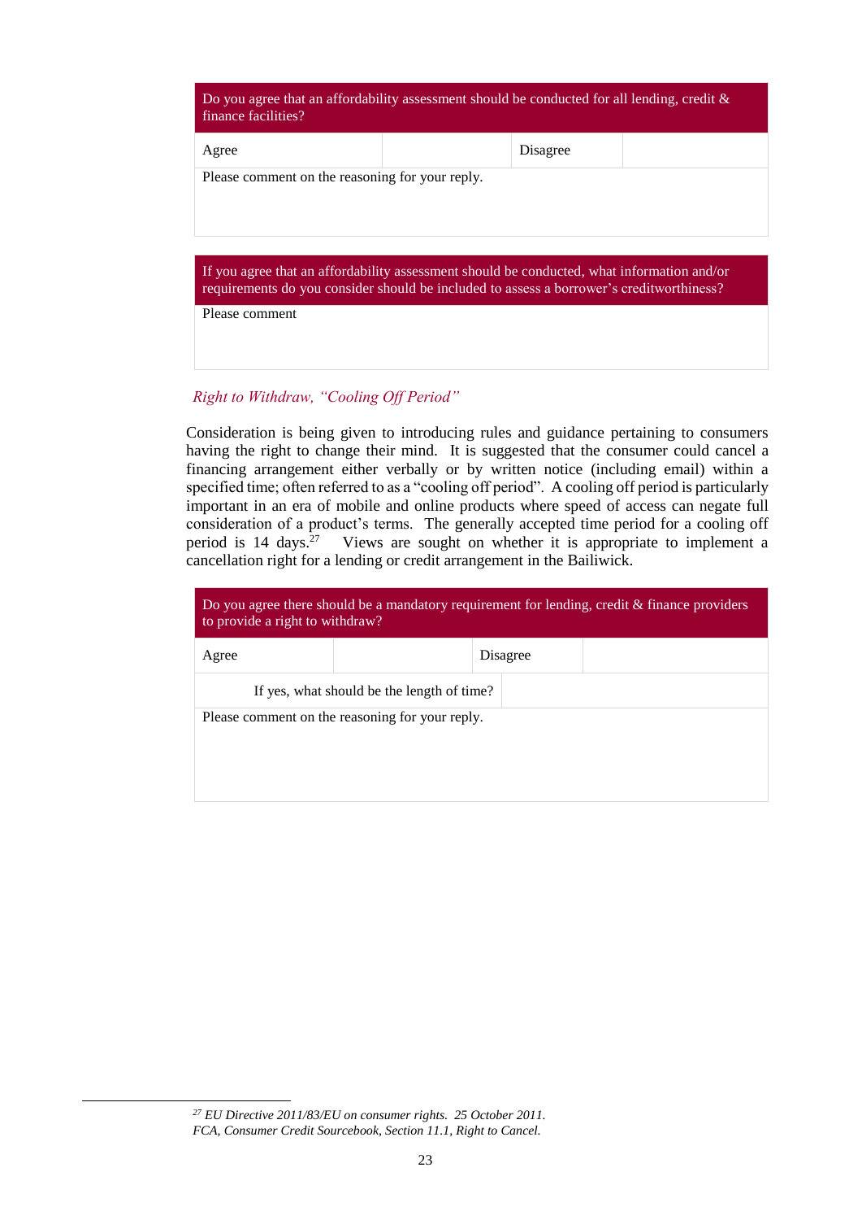| Do you agree that an affordability assessment should be conducted for all lending, credit & finance facilities? | | | |
|---|---|---|---|
| Agree | | Disagree | |
| Please comment on the reasoning for your reply. | | | |

| If you agree that an affordability assessment should be conducted, what information and/or requirements do you consider should be included to assess a borrower's creditworthiness? |
|---|
| Please comment |

### *Right to Withdraw, "Cooling Off Period"*

Consideration is being given to introducing rules and guidance pertaining to consumers having the right to change their mind. It is suggested that the consumer could cancel a financing arrangement either verbally or by written notice (including email) within a specified time; often referred to as a "cooling off period". A cooling off period is particularly important in an era of mobile and online products where speed of access can negate full consideration of a product's terms. The generally accepted time period for a cooling off period is 14 days.[27] Views are sought on whether it is appropriate to implement a cancellation right for a lending or credit arrangement in the Bailiwick.

| Do you agree there should be a mandatory requirement for lending, credit & finance providers to provide a right to withdraw? | | | |
|---|---|---|---|
| Agree | | Disagree | |
| If yes, what should be the length of time? | | | |
| Please comment on the reasoning for your reply. | | | |

---

[27] *EU Directive 2011/83/EU on consumer rights. 25 October 2011.*
*FCA, Consumer Credit Sourcebook, Section 11.1, Right to Cancel.*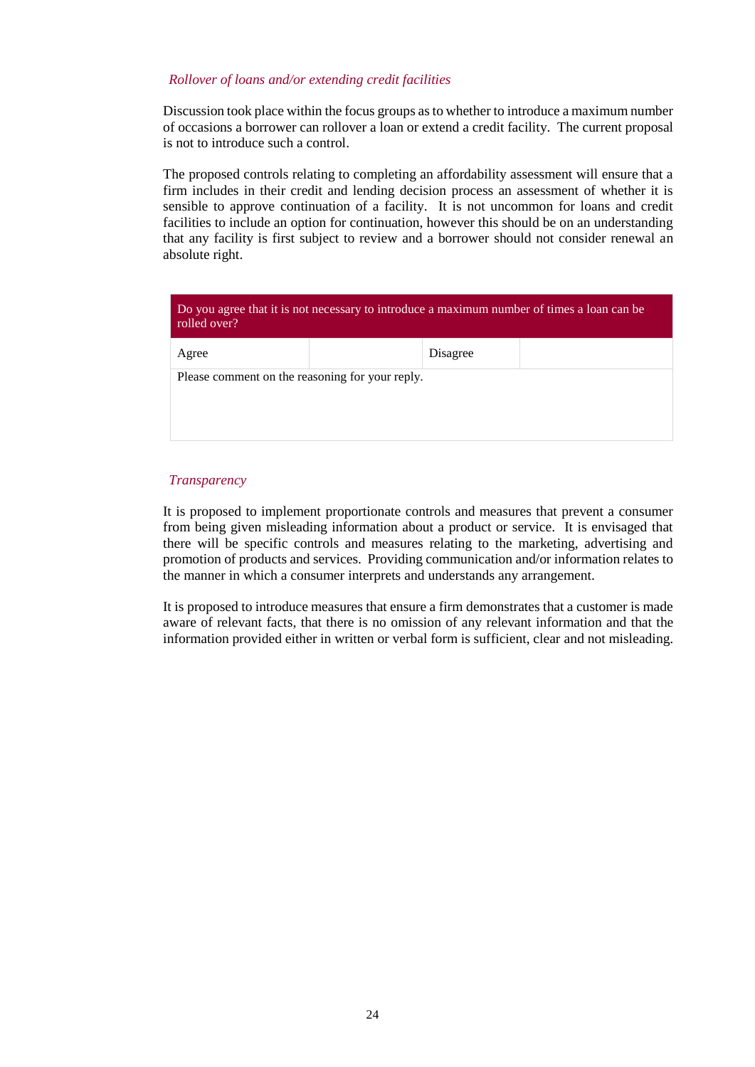*Rollover of loans and/or extending credit facilities*

Discussion took place within the focus groups as to whether to introduce a maximum number of occasions a borrower can rollover a loan or extend a credit facility. The current proposal is not to introduce such a control.

The proposed controls relating to completing an affordability assessment will ensure that a firm includes in their credit and lending decision process an assessment of whether it is sensible to approve continuation of a facility. It is not uncommon for loans and credit facilities to include an option for continuation, however this should be on an understanding that any facility is first subject to review and a borrower should not consider renewal an absolute right.

| Do you agree that it is not necessary to introduce a maximum number of times a loan can be rolled over? | | | |
|---|---|---|---|
| Agree | | Disagree | |
| Please comment on the reasoning for your reply. | | | |

*Transparency*

It is proposed to implement proportionate controls and measures that prevent a consumer from being given misleading information about a product or service. It is envisaged that there will be specific controls and measures relating to the marketing, advertising and promotion of products and services. Providing communication and/or information relates to the manner in which a consumer interprets and understands any arrangement.

It is proposed to introduce measures that ensure a firm demonstrates that a customer is made aware of relevant facts, that there is no omission of any relevant information and that the information provided either in written or verbal form is sufficient, clear and not misleading.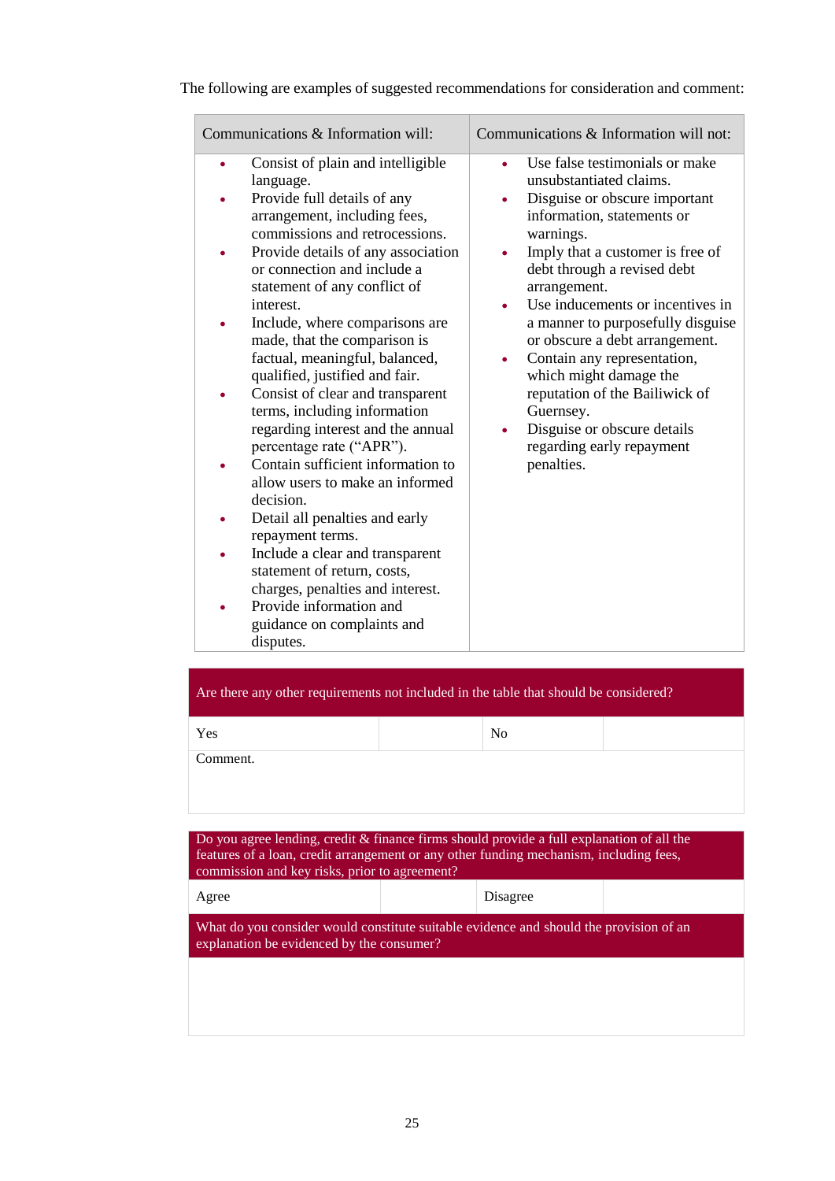The following are examples of suggested recommendations for consideration and comment:

| Communications & Information will: | Communications & Information will not: |
|---|---|
| • Consist of plain and intelligible language.<br>• Provide full details of any arrangement, including fees, commissions and retrocessions.<br>• Provide details of any association or connection and include a statement of any conflict of interest.<br>• Include, where comparisons are made, that the comparison is factual, meaningful, balanced, qualified, justified and fair.<br>• Consist of clear and transparent terms, including information regarding interest and the annual percentage rate ("APR").<br>• Contain sufficient information to allow users to make an informed decision.<br>• Detail all penalties and early repayment terms.<br>• Include a clear and transparent statement of return, costs, charges, penalties and interest.<br>• Provide information and guidance on complaints and disputes. | • Use false testimonials or make unsubstantiated claims.<br>• Disguise or obscure important information, statements or warnings.<br>• Imply that a customer is free of debt through a revised debt arrangement.<br>• Use inducements or incentives in a manner to purposefully disguise or obscure a debt arrangement.<br>• Contain any representation, which might damage the reputation of the Bailiwick of Guernsey.<br>• Disguise or obscure details regarding early repayment penalties. |

| Are there any other requirements not included in the table that should be considered? | | | |
|---|---|---|---|
| Yes | | No | |
| Comment. | | | |

| Do you agree lending, credit & finance firms should provide a full explanation of all the features of a loan, credit arrangement or any other funding mechanism, including fees, commission and key risks, prior to agreement? | | | |
|---|---|---|---|
| Agree | | Disagree | |
| What do you consider would constitute suitable evidence and should the provision of an explanation be evidenced by the consumer? | | | |
| | | | |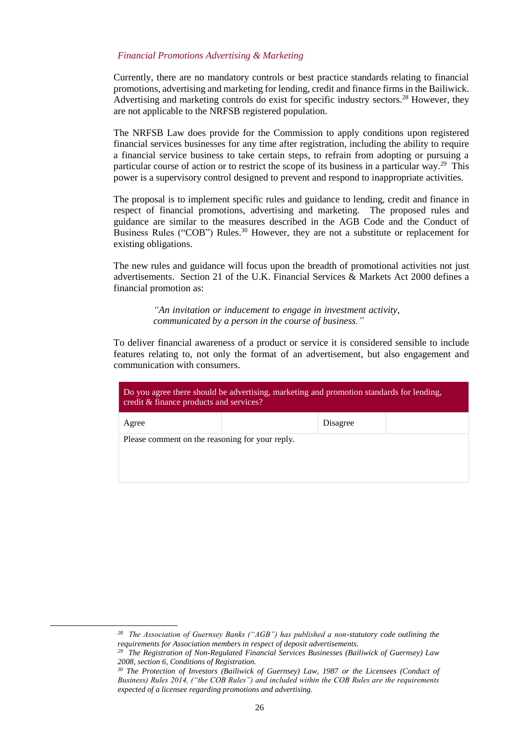*Financial Promotions Advertising & Marketing*

Currently, there are no mandatory controls or best practice standards relating to financial promotions, advertising and marketing for lending, credit and finance firms in the Bailiwick. Advertising and marketing controls do exist for specific industry sectors.[28] However, they are not applicable to the NRFSB registered population.

The NRFSB Law does provide for the Commission to apply conditions upon registered financial services businesses for any time after registration, including the ability to require a financial service business to take certain steps, to refrain from adopting or pursuing a particular course of action or to restrict the scope of its business in a particular way.[29] This power is a supervisory control designed to prevent and respond to inappropriate activities.

The proposal is to implement specific rules and guidance to lending, credit and finance in respect of financial promotions, advertising and marketing. The proposed rules and guidance are similar to the measures described in the AGB Code and the Conduct of Business Rules ("COB") Rules.[30] However, they are not a substitute or replacement for existing obligations.

The new rules and guidance will focus upon the breadth of promotional activities not just advertisements. Section 21 of the U.K. Financial Services & Markets Act 2000 defines a financial promotion as:

> *"An invitation or inducement to engage in investment activity, communicated by a person in the course of business."*

To deliver financial awareness of a product or service it is considered sensible to include features relating to, not only the format of an advertisement, but also engagement and communication with consumers.

| Do you agree there should be advertising, marketing and promotion standards for lending, credit & finance products and services? | | | |
|---|---|---|---|
| Agree | | Disagree | |
| Please comment on the reasoning for your reply. | | | |

[28] *The Association of Guernsey Banks ("AGB") has published a non-statutory code outlining the requirements for Association members in respect of deposit advertisements.*

[29] *The Registration of Non-Regulated Financial Services Businesses (Bailiwick of Guernsey) Law 2008, section 6, Conditions of Registration.*

[30] *The Protection of Investors (Bailiwick of Guernsey) Law, 1987 or the Licensees (Conduct of Business) Rules 2014, ("the COB Rules") and included within the COB Rules are the requirements expected of a licensee regarding promotions and advertising.*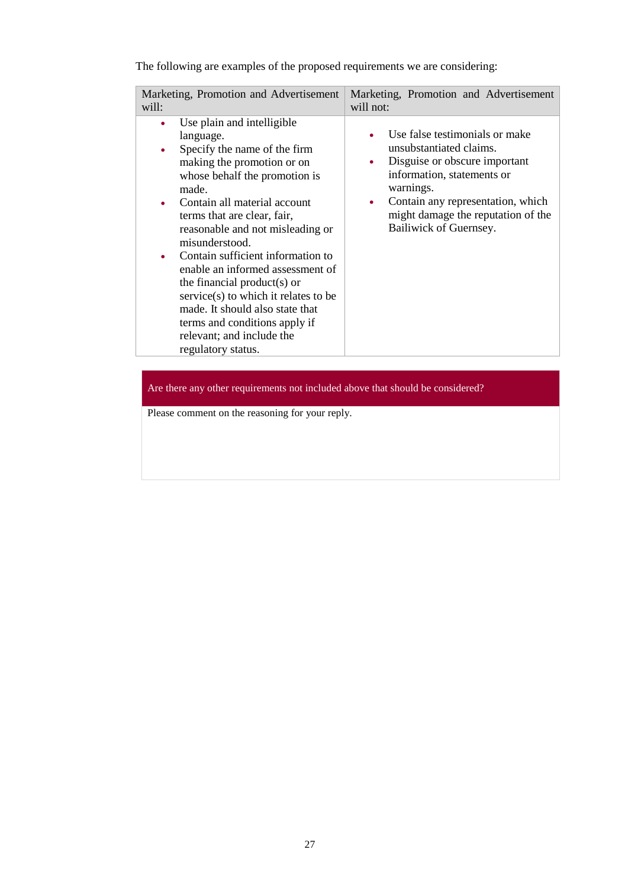The following are examples of the proposed requirements we are considering:

| Marketing, Promotion and Advertisement will: | Marketing, Promotion and Advertisement will not: |
|---|---|
| • Use plain and intelligible language.<br>• Specify the name of the firm making the promotion or on whose behalf the promotion is made.<br>• Contain all material account terms that are clear, fair, reasonable and not misleading or misunderstood.<br>• Contain sufficient information to enable an informed assessment of the financial product(s) or service(s) to which it relates to be made. It should also state that terms and conditions apply if relevant; and include the regulatory status. | • Use false testimonials or make unsubstantiated claims.<br>• Disguise or obscure important information, statements or warnings.<br>• Contain any representation, which might damage the reputation of the Bailiwick of Guernsey. |

| Are there any other requirements not included above that should be considered? |
|---|
| Please comment on the reasoning for your reply. |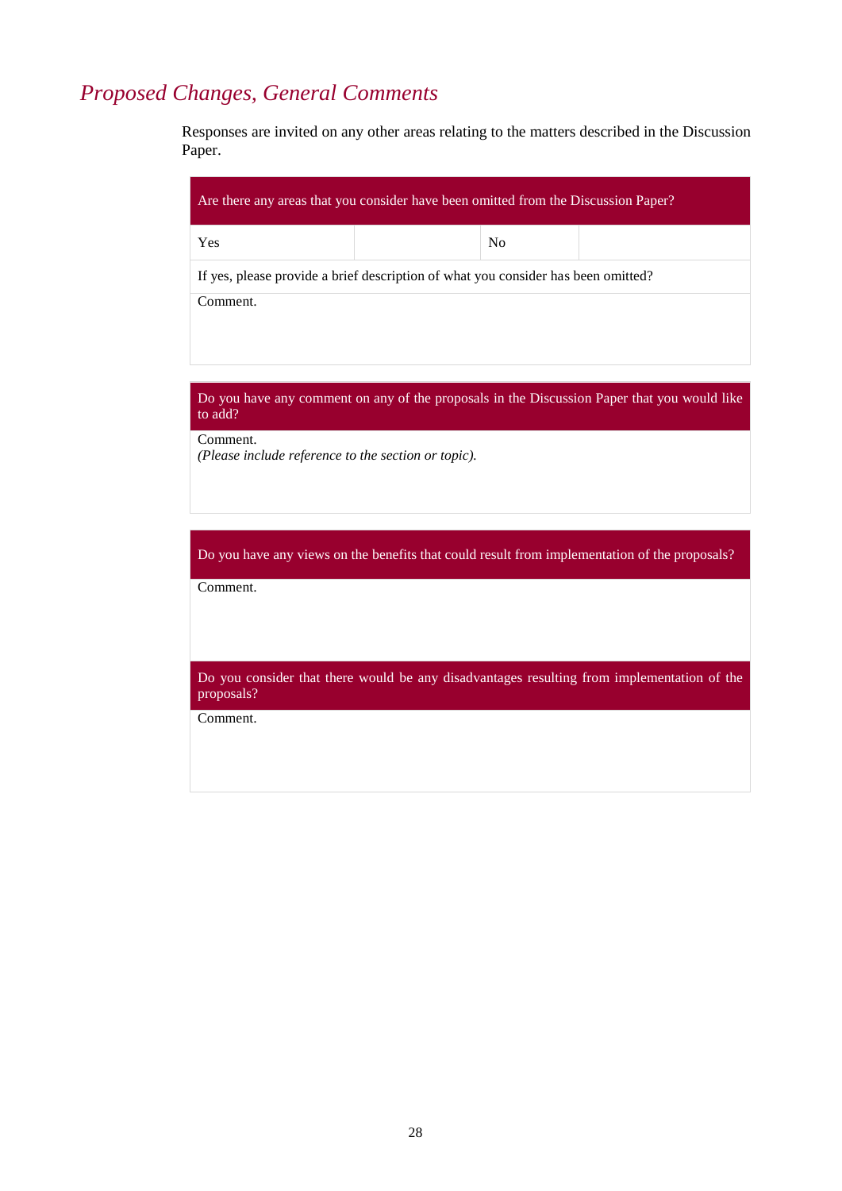## *Proposed Changes, General Comments*

Responses are invited on any other areas relating to the matters described in the Discussion Paper.

| Are there any areas that you consider have been omitted from the Discussion Paper? | | | |
|---|---|---|---|
| Yes | | No | |
| If yes, please provide a brief description of what you consider has been omitted? | | | |
| Comment. | | | |

| Do you have any comment on any of the proposals in the Discussion Paper that you would like to add? |
|---|
| Comment.<br>*(Please include reference to the section or topic).* |

| Do you have any views on the benefits that could result from implementation of the proposals? |
|---|
| Comment. |
| **Do you consider that there would be any disadvantages resulting from implementation of the proposals?** |
| Comment. |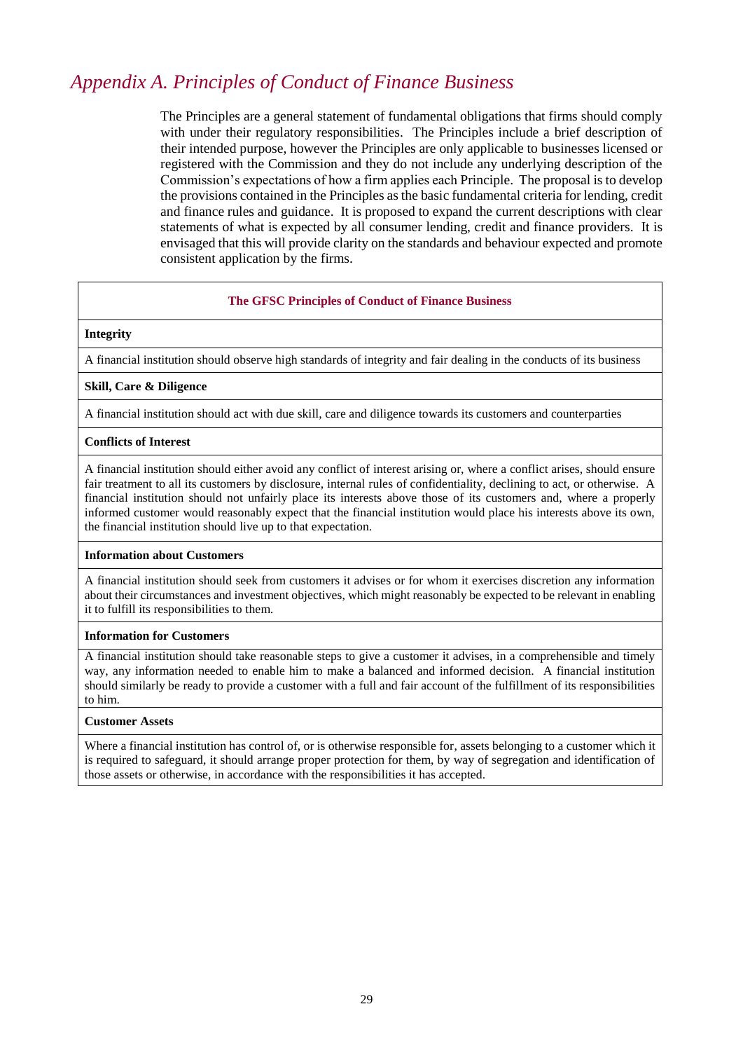## *Appendix A. Principles of Conduct of Finance Business*

The Principles are a general statement of fundamental obligations that firms should comply with under their regulatory responsibilities. The Principles include a brief description of their intended purpose, however the Principles are only applicable to businesses licensed or registered with the Commission and they do not include any underlying description of the Commission's expectations of how a firm applies each Principle. The proposal is to develop the provisions contained in the Principles as the basic fundamental criteria for lending, credit and finance rules and guidance. It is proposed to expand the current descriptions with clear statements of what is expected by all consumer lending, credit and finance providers. It is envisaged that this will provide clarity on the standards and behaviour expected and promote consistent application by the firms.

| **The GFSC Principles of Conduct of Finance Business** |
|---|
| **Integrity** |
| A financial institution should observe high standards of integrity and fair dealing in the conducts of its business |
| **Skill, Care & Diligence** |
| A financial institution should act with due skill, care and diligence towards its customers and counterparties |
| **Conflicts of Interest** |
| A financial institution should either avoid any conflict of interest arising or, where a conflict arises, should ensure fair treatment to all its customers by disclosure, internal rules of confidentiality, declining to act, or otherwise. A financial institution should not unfairly place its interests above those of its customers and, where a properly informed customer would reasonably expect that the financial institution would place his interests above its own, the financial institution should live up to that expectation. |
| **Information about Customers** |
| A financial institution should seek from customers it advises or for whom it exercises discretion any information about their circumstances and investment objectives, which might reasonably be expected to be relevant in enabling it to fulfill its responsibilities to them. |
| **Information for Customers** |
| A financial institution should take reasonable steps to give a customer it advises, in a comprehensible and timely way, any information needed to enable him to make a balanced and informed decision. A financial institution should similarly be ready to provide a customer with a full and fair account of the fulfillment of its responsibilities to him. |
| **Customer Assets** |
| Where a financial institution has control of, or is otherwise responsible for, assets belonging to a customer which it is required to safeguard, it should arrange proper protection for them, by way of segregation and identification of those assets or otherwise, in accordance with the responsibilities it has accepted. |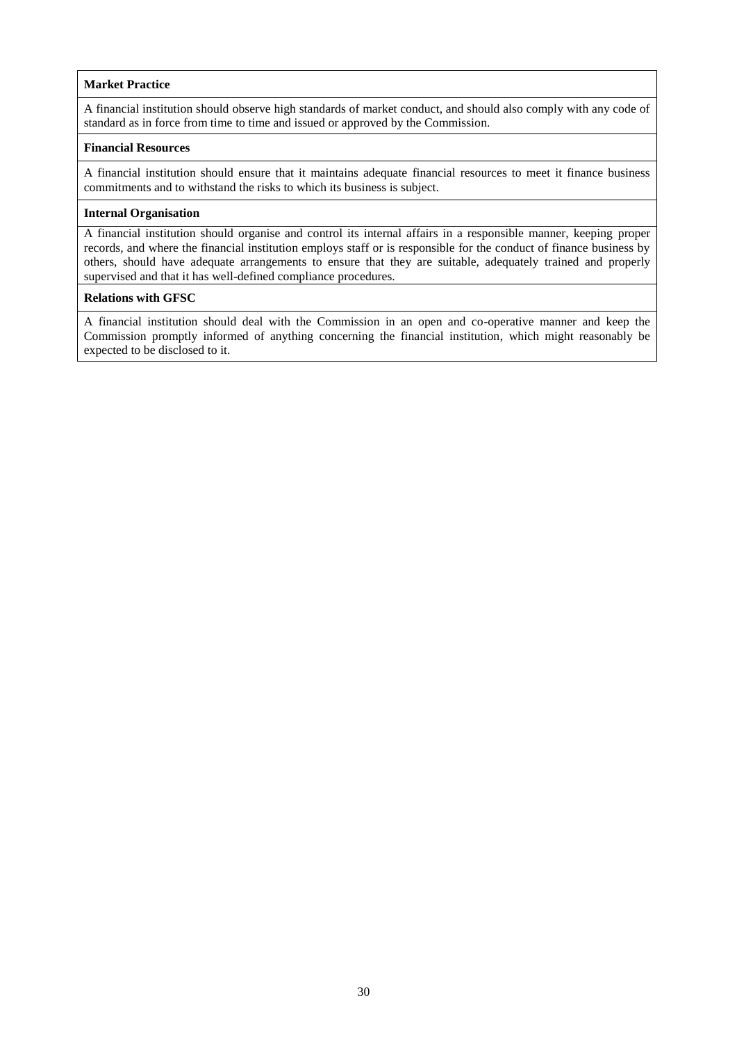**Market Practice**

A financial institution should observe high standards of market conduct, and should also comply with any code of standard as in force from time to time and issued or approved by the Commission.

**Financial Resources**

A financial institution should ensure that it maintains adequate financial resources to meet it finance business commitments and to withstand the risks to which its business is subject.

**Internal Organisation**

A financial institution should organise and control its internal affairs in a responsible manner, keeping proper records, and where the financial institution employs staff or is responsible for the conduct of finance business by others, should have adequate arrangements to ensure that they are suitable, adequately trained and properly supervised and that it has well-defined compliance procedures.

**Relations with GFSC**

A financial institution should deal with the Commission in an open and co-operative manner and keep the Commission promptly informed of anything concerning the financial institution, which might reasonably be expected to be disclosed to it.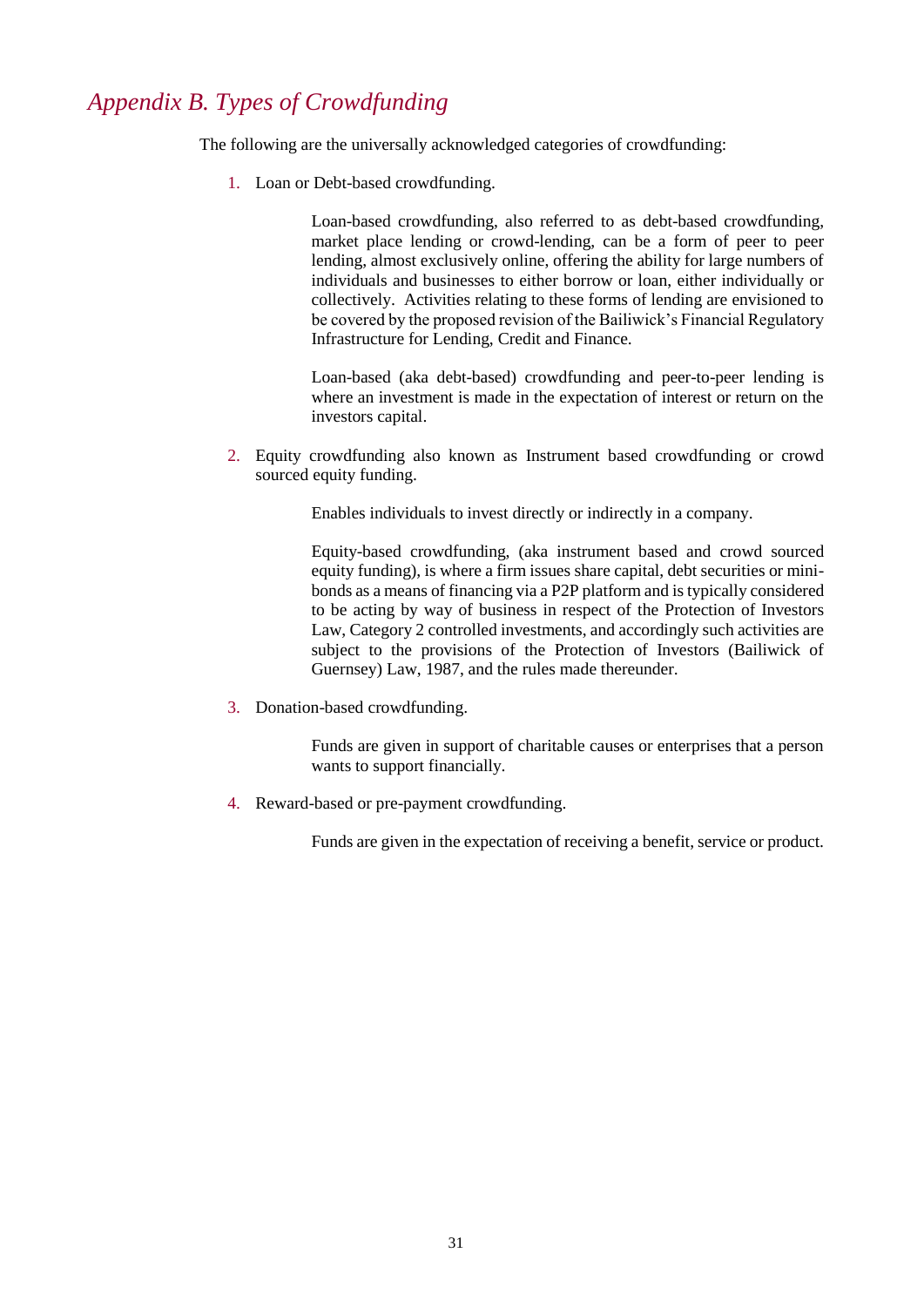## *Appendix B. Types of Crowdfunding*

The following are the universally acknowledged categories of crowdfunding:

1. Loan or Debt-based crowdfunding.

   Loan-based crowdfunding, also referred to as debt-based crowdfunding, market place lending or crowd-lending, can be a form of peer to peer lending, almost exclusively online, offering the ability for large numbers of individuals and businesses to either borrow or loan, either individually or collectively. Activities relating to these forms of lending are envisioned to be covered by the proposed revision of the Bailiwick's Financial Regulatory Infrastructure for Lending, Credit and Finance.

   Loan-based (aka debt-based) crowdfunding and peer-to-peer lending is where an investment is made in the expectation of interest or return on the investors capital.

2. Equity crowdfunding also known as Instrument based crowdfunding or crowd sourced equity funding.

   Enables individuals to invest directly or indirectly in a company.

   Equity-based crowdfunding, (aka instrument based and crowd sourced equity funding), is where a firm issues share capital, debt securities or mini-bonds as a means of financing via a P2P platform and is typically considered to be acting by way of business in respect of the Protection of Investors Law, Category 2 controlled investments, and accordingly such activities are subject to the provisions of the Protection of Investors (Bailiwick of Guernsey) Law, 1987, and the rules made thereunder.

3. Donation-based crowdfunding.

   Funds are given in support of charitable causes or enterprises that a person wants to support financially.

4. Reward-based or pre-payment crowdfunding.

   Funds are given in the expectation of receiving a benefit, service or product.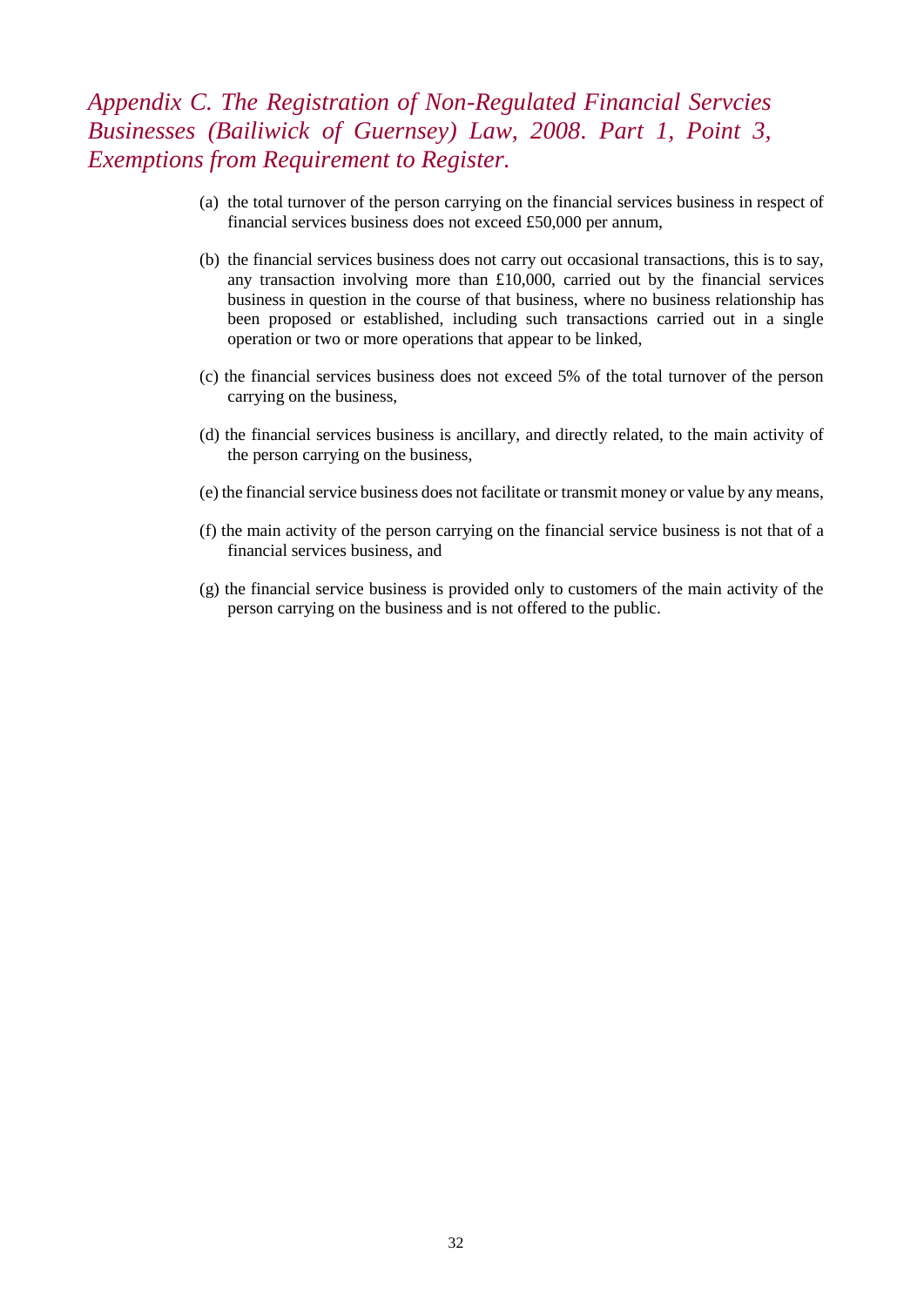## *Appendix C. The Registration of Non-Regulated Financial Servcies Businesses (Bailiwick of Guernsey) Law, 2008. Part 1, Point 3, Exemptions from Requirement to Register.*

(a) the total turnover of the person carrying on the financial services business in respect of financial services business does not exceed £50,000 per annum,

(b) the financial services business does not carry out occasional transactions, this is to say, any transaction involving more than £10,000, carried out by the financial services business in question in the course of that business, where no business relationship has been proposed or established, including such transactions carried out in a single operation or two or more operations that appear to be linked,

(c) the financial services business does not exceed 5% of the total turnover of the person carrying on the business,

(d) the financial services business is ancillary, and directly related, to the main activity of the person carrying on the business,

(e) the financial service business does not facilitate or transmit money or value by any means,

(f) the main activity of the person carrying on the financial service business is not that of a financial services business, and

(g) the financial service business is provided only to customers of the main activity of the person carrying on the business and is not offered to the public.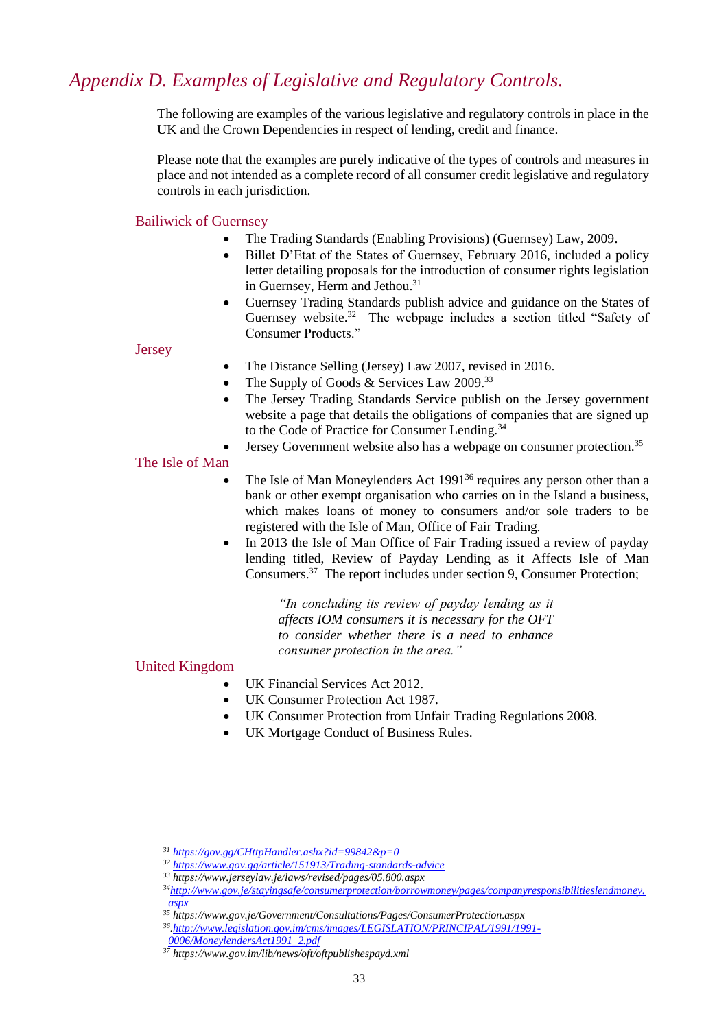## *Appendix D. Examples of Legislative and Regulatory Controls.*

The following are examples of the various legislative and regulatory controls in place in the UK and the Crown Dependencies in respect of lending, credit and finance.

Please note that the examples are purely indicative of the types of controls and measures in place and not intended as a complete record of all consumer credit legislative and regulatory controls in each jurisdiction.

### Bailiwick of Guernsey

- The Trading Standards (Enabling Provisions) (Guernsey) Law, 2009.
- Billet D'Etat of the States of Guernsey, February 2016, included a policy letter detailing proposals for the introduction of consumer rights legislation in Guernsey, Herm and Jethou.[31]
- Guernsey Trading Standards publish advice and guidance on the States of Guernsey website.[32] The webpage includes a section titled "Safety of Consumer Products."

### Jersey

- The Distance Selling (Jersey) Law 2007, revised in 2016.
- The Supply of Goods & Services Law 2009.[33]
- The Jersey Trading Standards Service publish on the Jersey government website a page that details the obligations of companies that are signed up to the Code of Practice for Consumer Lending.[34]
- Jersey Government website also has a webpage on consumer protection.[35]

### The Isle of Man

- The Isle of Man Moneylenders Act 1991[36] requires any person other than a bank or other exempt organisation who carries on in the Island a business, which makes loans of money to consumers and/or sole traders to be registered with the Isle of Man, Office of Fair Trading.
- In 2013 the Isle of Man Office of Fair Trading issued a review of payday lending titled, Review of Payday Lending as it Affects Isle of Man Consumers.[37] The report includes under section 9, Consumer Protection;

> *"In concluding its review of payday lending as it affects IOM consumers it is necessary for the OFT to consider whether there is a need to enhance consumer protection in the area."*

### United Kingdom

- UK Financial Services Act 2012.
- UK Consumer Protection Act 1987.
- UK Consumer Protection from Unfair Trading Regulations 2008.
- UK Mortgage Conduct of Business Rules.

---

[31] https://gov.gg/CHttpHandler.ashx?id=99842&p=0
[32] https://www.gov.gg/article/151913/Trading-standards-advice
[33] https://www.jerseylaw.je/laws/revised/pages/05.800.aspx
[34] http://www.gov.je/stayingsafe/consumerprotection/borrowmoney/pages/companyresponsibilitieslendmoney.aspx
[35] https://www.gov.je/Government/Consultations/Pages/ConsumerProtection.aspx
[36] http://www.legislation.gov.im/cms/images/LEGISLATION/PRINCIPAL/1991/1991-0006/MoneylendersAct1991_2.pdf
[37] https://www.gov.im/lib/news/oft/oftpublishespayd.xml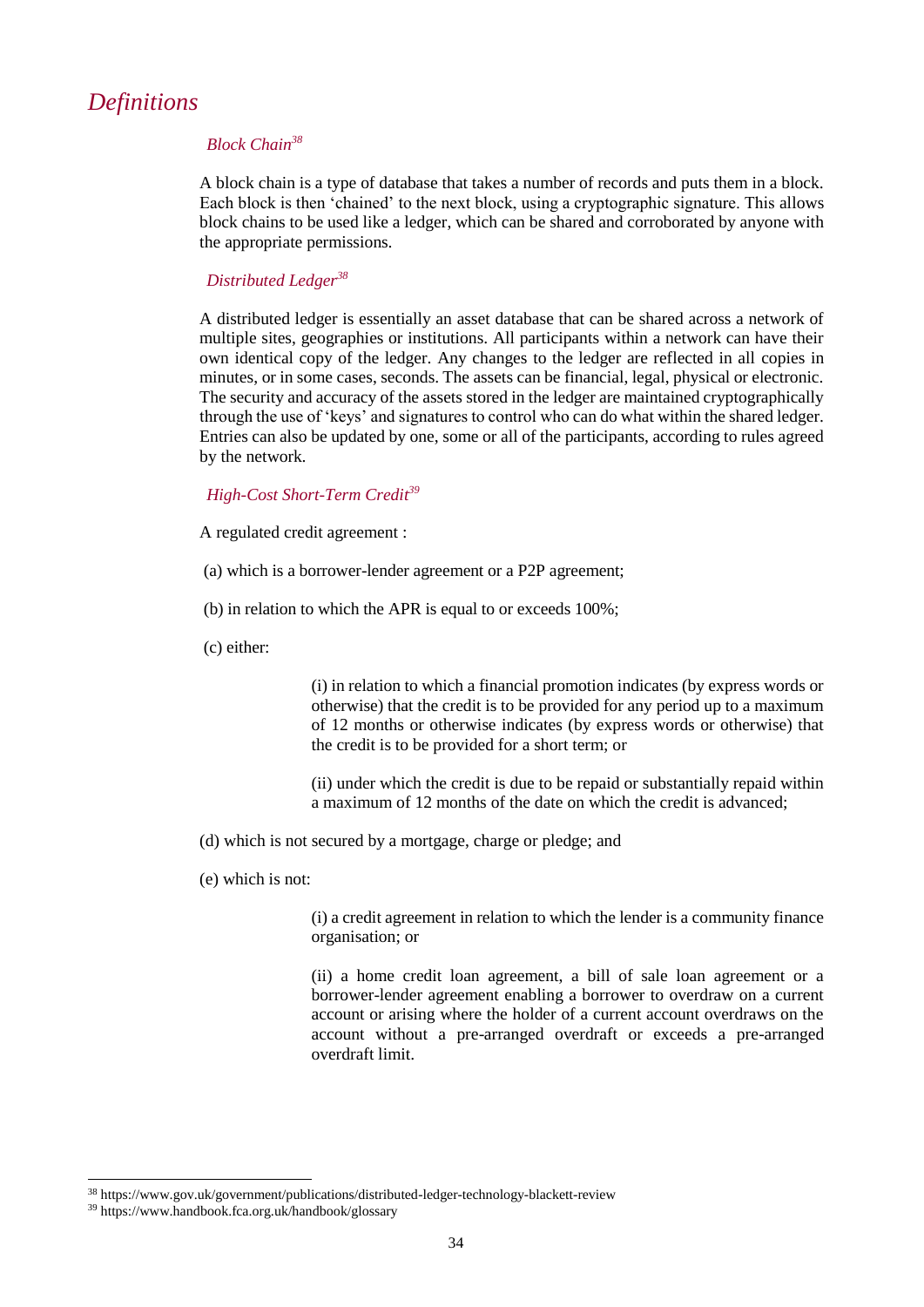# *Definitions*

### *Block Chain*[38]

A block chain is a type of database that takes a number of records and puts them in a block. Each block is then 'chained' to the next block, using a cryptographic signature. This allows block chains to be used like a ledger, which can be shared and corroborated by anyone with the appropriate permissions.

### *Distributed Ledger*[38]

A distributed ledger is essentially an asset database that can be shared across a network of multiple sites, geographies or institutions. All participants within a network can have their own identical copy of the ledger. Any changes to the ledger are reflected in all copies in minutes, or in some cases, seconds. The assets can be financial, legal, physical or electronic. The security and accuracy of the assets stored in the ledger are maintained cryptographically through the use of 'keys' and signatures to control who can do what within the shared ledger. Entries can also be updated by one, some or all of the participants, according to rules agreed by the network.

### *High-Cost Short-Term Credit*[39]

A regulated credit agreement :

(a) which is a borrower-lender agreement or a P2P agreement;

(b) in relation to which the APR is equal to or exceeds 100%;

(c) either:

> (i) in relation to which a financial promotion indicates (by express words or otherwise) that the credit is to be provided for any period up to a maximum of 12 months or otherwise indicates (by express words or otherwise) that the credit is to be provided for a short term; or
>
> (ii) under which the credit is due to be repaid or substantially repaid within a maximum of 12 months of the date on which the credit is advanced;

(d) which is not secured by a mortgage, charge or pledge; and

(e) which is not:

> (i) a credit agreement in relation to which the lender is a community finance organisation; or
>
> (ii) a home credit loan agreement, a bill of sale loan agreement or a borrower-lender agreement enabling a borrower to overdraw on a current account or arising where the holder of a current account overdraws on the account without a pre-arranged overdraft or exceeds a pre-arranged overdraft limit.

---

[38] https://www.gov.uk/government/publications/distributed-ledger-technology-blackett-review

[39] https://www.handbook.fca.org.uk/handbook/glossary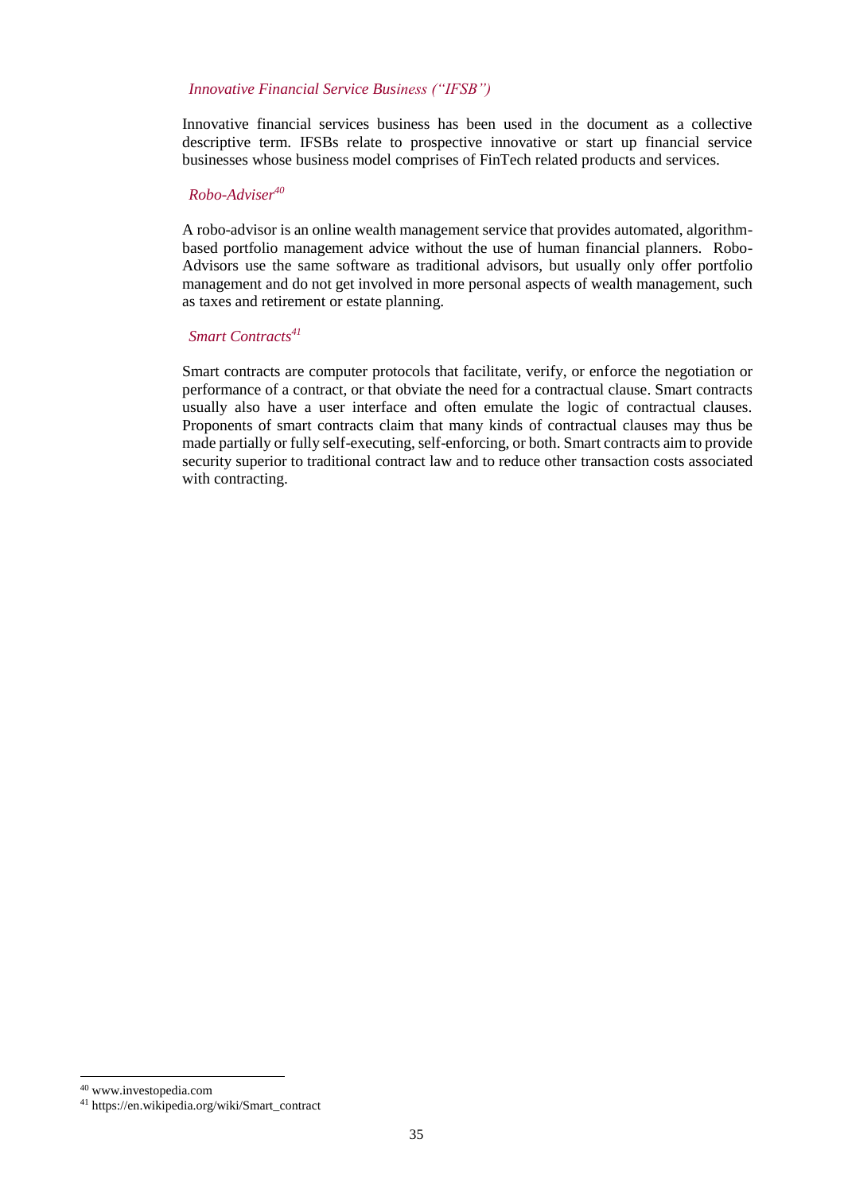### *Innovative Financial Service Business ("IFSB")*

Innovative financial services business has been used in the document as a collective descriptive term. IFSBs relate to prospective innovative or start up financial service businesses whose business model comprises of FinTech related products and services.

### *Robo-Adviser*[40]

A robo-advisor is an online wealth management service that provides automated, algorithm-based portfolio management advice without the use of human financial planners. Robo-Advisors use the same software as traditional advisors, but usually only offer portfolio management and do not get involved in more personal aspects of wealth management, such as taxes and retirement or estate planning.

### *Smart Contracts*[41]

Smart contracts are computer protocols that facilitate, verify, or enforce the negotiation or performance of a contract, or that obviate the need for a contractual clause. Smart contracts usually also have a user interface and often emulate the logic of contractual clauses. Proponents of smart contracts claim that many kinds of contractual clauses may thus be made partially or fully self-executing, self-enforcing, or both. Smart contracts aim to provide security superior to traditional contract law and to reduce other transaction costs associated with contracting.

---

[40] www.investopedia.com

[41] https://en.wikipedia.org/wiki/Smart_contract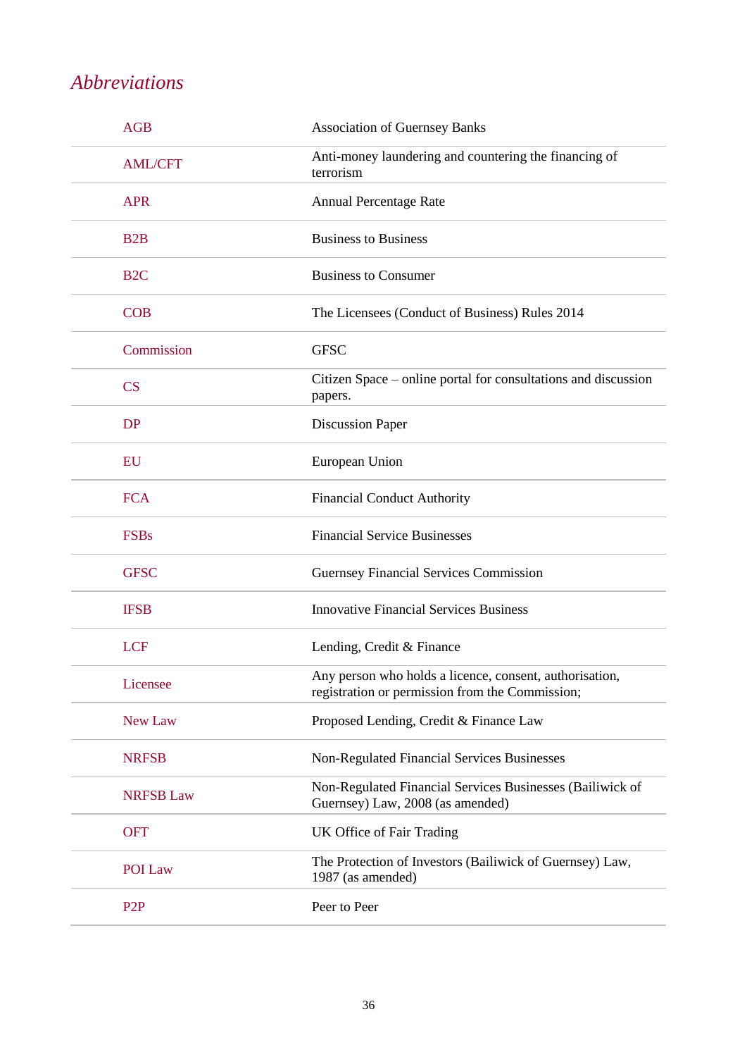# *Abbreviations*

| | |
|---|---|
| AGB | Association of Guernsey Banks |
| AML/CFT | Anti-money laundering and countering the financing of terrorism |
| APR | Annual Percentage Rate |
| B2B | Business to Business |
| B2C | Business to Consumer |
| COB | The Licensees (Conduct of Business) Rules 2014 |
| Commission | GFSC |
| CS | Citizen Space – online portal for consultations and discussion papers. |
| DP | Discussion Paper |
| EU | European Union |
| FCA | Financial Conduct Authority |
| FSBs | Financial Service Businesses |
| GFSC | Guernsey Financial Services Commission |
| IFSB | Innovative Financial Services Business |
| LCF | Lending, Credit & Finance |
| Licensee | Any person who holds a licence, consent, authorisation, registration or permission from the Commission; |
| New Law | Proposed Lending, Credit & Finance Law |
| NRFSB | Non-Regulated Financial Services Businesses |
| NRFSB Law | Non-Regulated Financial Services Businesses (Bailiwick of Guernsey) Law, 2008 (as amended) |
| OFT | UK Office of Fair Trading |
| POI Law | The Protection of Investors (Bailiwick of Guernsey) Law, 1987 (as amended) |
| P2P | Peer to Peer |